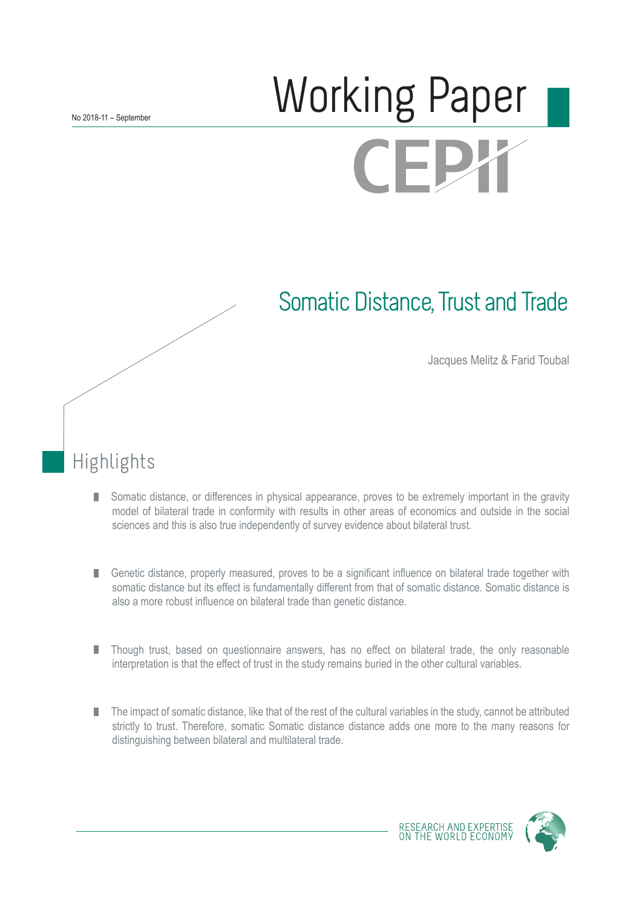No 2018-11 – September

# Working Paper

CEPII

## Somatic Distance, Trust and Trade

Jacques Melitz & Farid Toubal

## Highlights

- Somatic distance, or differences in physical appearance, proves to be extremely important in the gravity model of bilateral trade in conformity with results in other areas of economics and outside in the social sciences and this is also true independently of survey evidence about bilateral trust.

- Genetic distance, properly measured, proves to be a significant influence on bilateral trade together with somatic distance but its effect is fundamentally different from that of somatic distance. Somatic distance is also a more robust influence on bilateral trade than genetic distance.

- Though trust, based on questionnaire answers, has no effect on bilateral trade, the only reasonable interpretation is that the effect of trust in the study remains buried in the other cultural variables.

- The impact of somatic distance, like that of the rest of the cultural variables in the study, cannot be attributed strictly to trust. Therefore, somatic Somatic distance distance adds one more to the many reasons for distinguishing between bilateral and multilateral trade.

RESEARCH AND EXPERTISE ON THE WORLD ECONOMY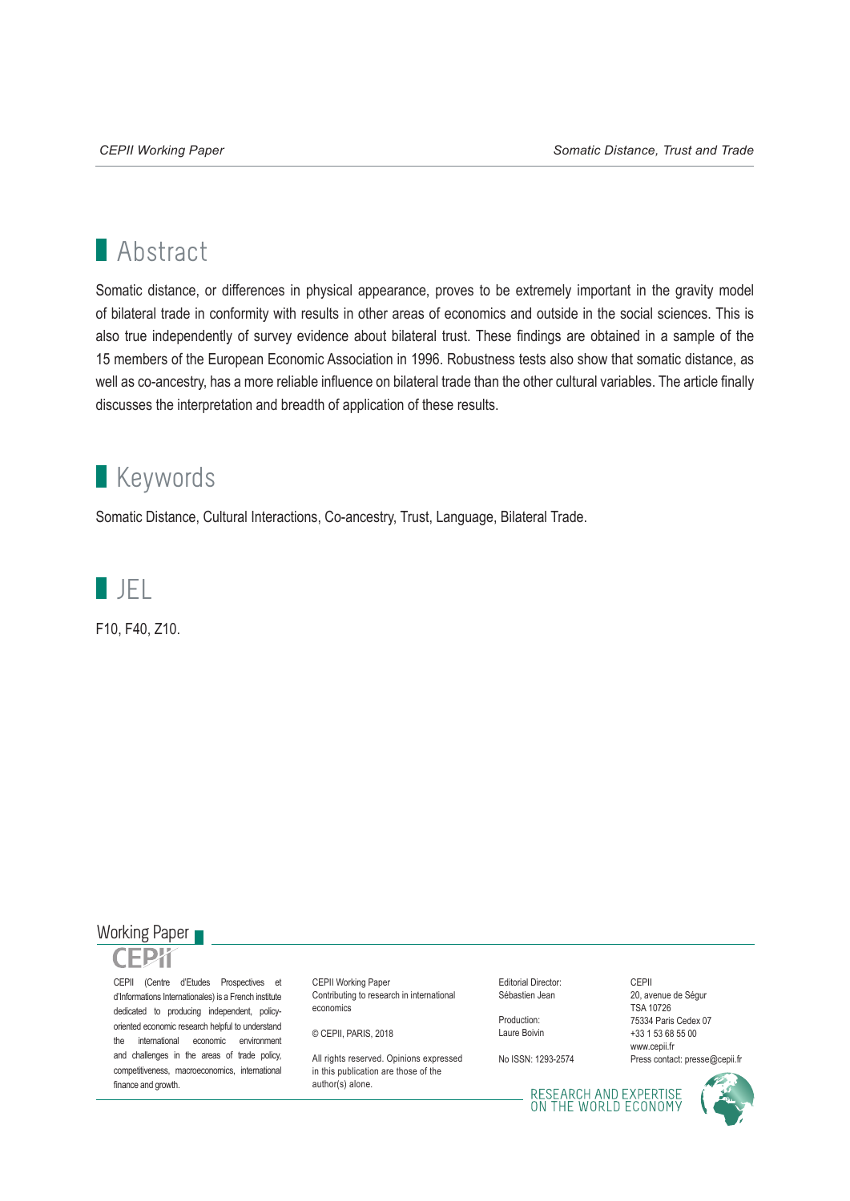## Abstract

Somatic distance, or differences in physical appearance, proves to be extremely important in the gravity model of bilateral trade in conformity with results in other areas of economics and outside in the social sciences. This is also true independently of survey evidence about bilateral trust. These findings are obtained in a sample of the 15 members of the European Economic Association in 1996. Robustness tests also show that somatic distance, as well as co-ancestry, has a more reliable influence on bilateral trade than the other cultural variables. The article finally discusses the interpretation and breadth of application of these results.

## Keywords

Somatic Distance, Cultural Interactions, Co-ancestry, Trust, Language, Bilateral Trade.

## JEL

F10, F40, Z10.

Working Paper

CEPII

CEPII (Centre d'Etudes Prospectives et d'Informations Internationales) is a French institute dedicated to producing independent, policy-oriented economic research helpful to understand the international economic environment and challenges in the areas of trade policy, competitiveness, macroeconomics, international finance and growth.

CEPII Working Paper
Contributing to research in international economics

© CEPII, PARIS, 2018

All rights reserved. Opinions expressed in this publication are those of the author(s) alone.

Editorial Director:
Sébastien Jean

Production:
Laure Boivin

No ISSN: 1293-2574

CEPII
20, avenue de Ségur
TSA 10726
75334 Paris Cedex 07
+33 1 53 68 55 00
www.cepii.fr
Press contact: presse@cepii.fr

RESEARCH AND EXPERTISE ON THE WORLD ECONOMY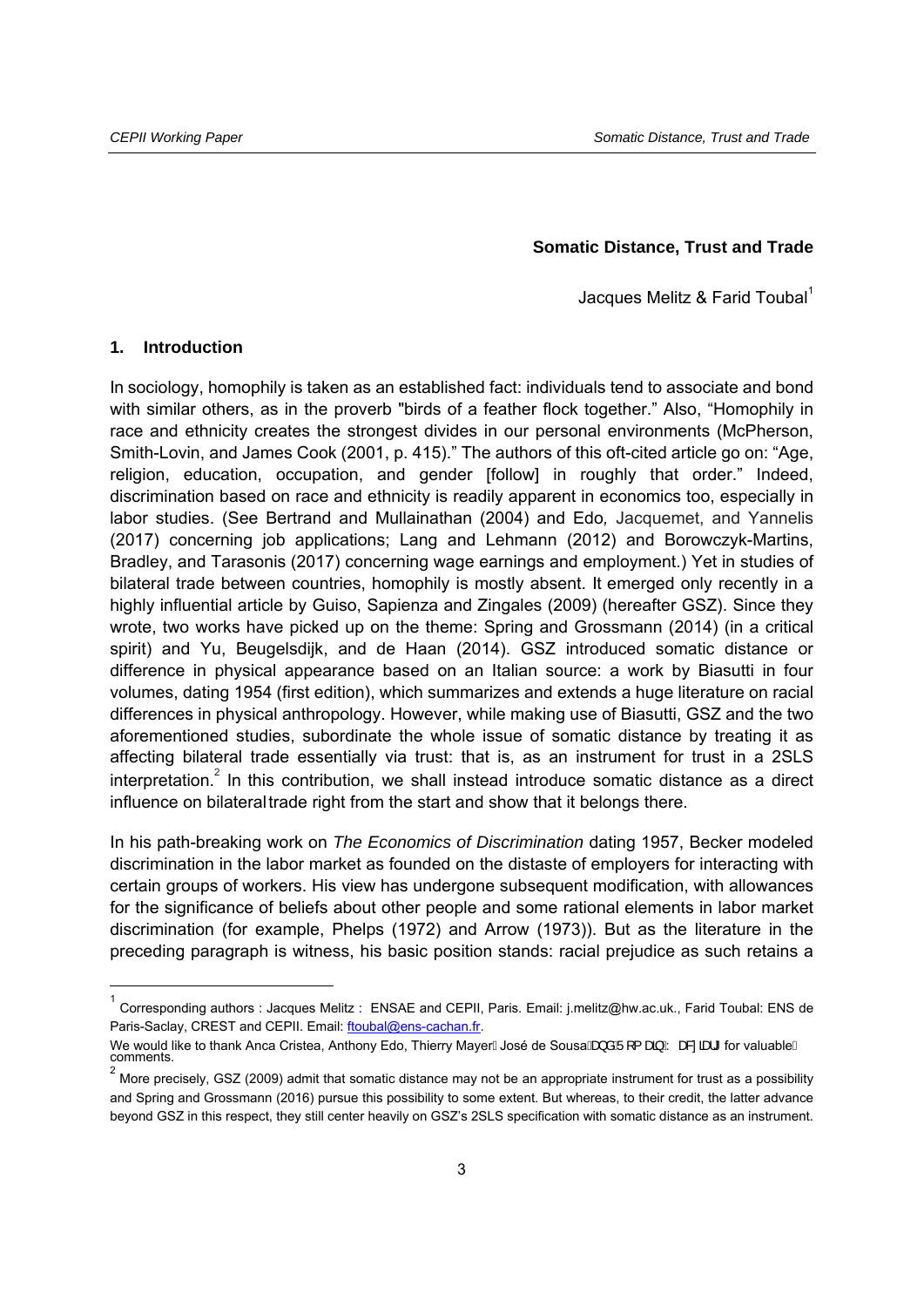## Somatic Distance, Trust and Trade

Jacques Melitz & Farid Toubal[1]

### 1. Introduction

In sociology, homophily is taken as an established fact: individuals tend to associate and bond with similar others, as in the proverb "birds of a feather flock together." Also, "Homophily in race and ethnicity creates the strongest divides in our personal environments (McPherson, Smith-Lovin, and James Cook (2001, p. 415)." The authors of this oft-cited article go on: "Age, religion, education, occupation, and gender [follow] in roughly that order." Indeed, discrimination based on race and ethnicity is readily apparent in economics too, especially in labor studies. (See Bertrand and Mullainathan (2004) and Edo, Jacquemet, and Yannelis (2017) concerning job applications; Lang and Lehmann (2012) and Borowczyk-Martins, Bradley, and Tarasonis (2017) concerning wage earnings and employment.) Yet in studies of bilateral trade between countries, homophily is mostly absent. It emerged only recently in a highly influential article by Guiso, Sapienza and Zingales (2009) (hereafter GSZ). Since they wrote, two works have picked up on the theme: Spring and Grossmann (2014) (in a critical spirit) and Yu, Beugelsdijk, and de Haan (2014). GSZ introduced somatic distance or difference in physical appearance based on an Italian source: a work by Biasutti in four volumes, dating 1954 (first edition), which summarizes and extends a huge literature on racial differences in physical anthropology. However, while making use of Biasutti, GSZ and the two aforementioned studies, subordinate the whole issue of somatic distance by treating it as affecting bilateral trade essentially via trust: that is, as an instrument for trust in a 2SLS interpretation.[2] In this contribution, we shall instead introduce somatic distance as a direct influence on bilateral trade right from the start and show that it belongs there.

In his path-breaking work on *The Economics of Discrimination* dating 1957, Becker modeled discrimination in the labor market as founded on the distaste of employers for interacting with certain groups of workers. His view has undergone subsequent modification, with allowances for the significance of beliefs about other people and some rational elements in labor market discrimination (for example, Phelps (1972) and Arrow (1973)). But as the literature in the preceding paragraph is witness, his basic position stands: racial prejudice as such retains a

---

[1] Corresponding authors : Jacques Melitz : ENSAE and CEPII, Paris. Email: j.melitz@hw.ac.uk., Farid Toubal: ENS de Paris-Saclay, CREST and CEPII. Email: ftoubal@ens-cachan.fr.

We would like to thank Anca Cristea, Anthony Edo, Thierry Mayer, José de Sousa and Romain Wacziarg for valuable comments.

[2] More precisely, GSZ (2009) admit that somatic distance may not be an appropriate instrument for trust as a possibility and Spring and Grossmann (2016) pursue this possibility to some extent. But whereas, to their credit, the latter advance beyond GSZ in this respect, they still center heavily on GSZ's 2SLS specification with somatic distance as an instrument.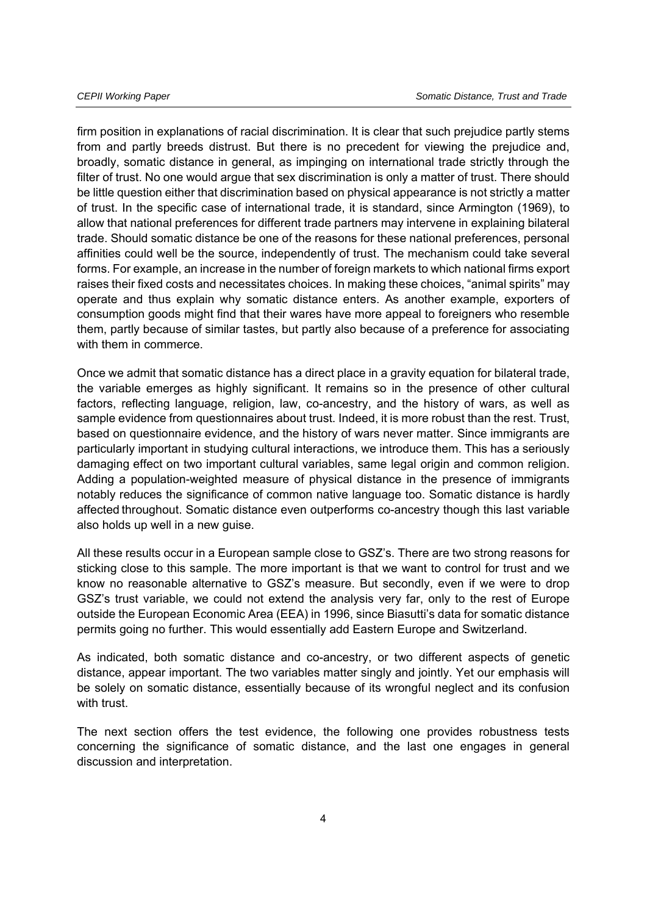firm position in explanations of racial discrimination. It is clear that such prejudice partly stems from and partly breeds distrust. But there is no precedent for viewing the prejudice and, broadly, somatic distance in general, as impinging on international trade strictly through the filter of trust. No one would argue that sex discrimination is only a matter of trust. There should be little question either that discrimination based on physical appearance is not strictly a matter of trust. In the specific case of international trade, it is standard, since Armington (1969), to allow that national preferences for different trade partners may intervene in explaining bilateral trade. Should somatic distance be one of the reasons for these national preferences, personal affinities could well be the source, independently of trust. The mechanism could take several forms. For example, an increase in the number of foreign markets to which national firms export raises their fixed costs and necessitates choices. In making these choices, "animal spirits" may operate and thus explain why somatic distance enters. As another example, exporters of consumption goods might find that their wares have more appeal to foreigners who resemble them, partly because of similar tastes, but partly also because of a preference for associating with them in commerce.

Once we admit that somatic distance has a direct place in a gravity equation for bilateral trade, the variable emerges as highly significant. It remains so in the presence of other cultural factors, reflecting language, religion, law, co-ancestry, and the history of wars, as well as sample evidence from questionnaires about trust. Indeed, it is more robust than the rest. Trust, based on questionnaire evidence, and the history of wars never matter. Since immigrants are particularly important in studying cultural interactions, we introduce them. This has a seriously damaging effect on two important cultural variables, same legal origin and common religion. Adding a population-weighted measure of physical distance in the presence of immigrants notably reduces the significance of common native language too. Somatic distance is hardly affected throughout. Somatic distance even outperforms co-ancestry though this last variable also holds up well in a new guise.

All these results occur in a European sample close to GSZ's. There are two strong reasons for sticking close to this sample. The more important is that we want to control for trust and we know no reasonable alternative to GSZ's measure. But secondly, even if we were to drop GSZ's trust variable, we could not extend the analysis very far, only to the rest of Europe outside the European Economic Area (EEA) in 1996, since Biasutti's data for somatic distance permits going no further. This would essentially add Eastern Europe and Switzerland.

As indicated, both somatic distance and co-ancestry, or two different aspects of genetic distance, appear important. The two variables matter singly and jointly. Yet our emphasis will be solely on somatic distance, essentially because of its wrongful neglect and its confusion with trust.

The next section offers the test evidence, the following one provides robustness tests concerning the significance of somatic distance, and the last one engages in general discussion and interpretation.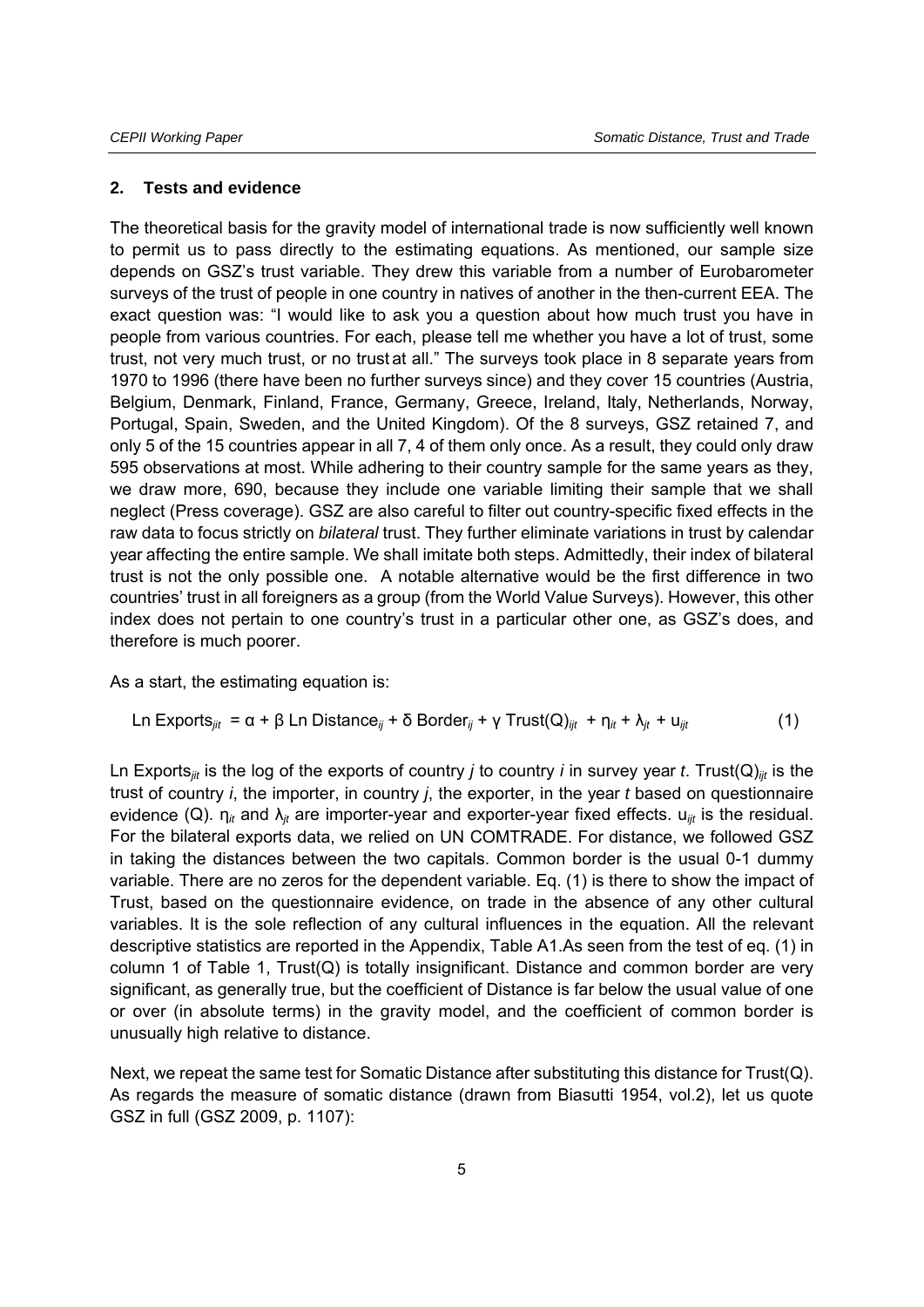## 2. Tests and evidence

The theoretical basis for the gravity model of international trade is now sufficiently well known to permit us to pass directly to the estimating equations. As mentioned, our sample size depends on GSZ's trust variable. They drew this variable from a number of Eurobarometer surveys of the trust of people in one country in natives of another in the then-current EEA. The exact question was: "I would like to ask you a question about how much trust you have in people from various countries. For each, please tell me whether you have a lot of trust, some trust, not very much trust, or no trust at all." The surveys took place in 8 separate years from 1970 to 1996 (there have been no further surveys since) and they cover 15 countries (Austria, Belgium, Denmark, Finland, France, Germany, Greece, Ireland, Italy, Netherlands, Norway, Portugal, Spain, Sweden, and the United Kingdom). Of the 8 surveys, GSZ retained 7, and only 5 of the 15 countries appear in all 7, 4 of them only once. As a result, they could only draw 595 observations at most. While adhering to their country sample for the same years as they, we draw more, 690, because they include one variable limiting their sample that we shall neglect (Press coverage). GSZ are also careful to filter out country-specific fixed effects in the raw data to focus strictly on *bilateral* trust. They further eliminate variations in trust by calendar year affecting the entire sample. We shall imitate both steps. Admittedly, their index of bilateral trust is not the only possible one. A notable alternative would be the first difference in two countries' trust in all foreigners as a group (from the World Value Surveys). However, this other index does not pertain to one country's trust in a particular other one, as GSZ's does, and therefore is much poorer.

As a start, the estimating equation is:

$$\text{Ln Exports}_{jit} = \alpha + \beta \text{ Ln Distance}_{ij} + \delta \text{ Border}_{ij} + \gamma \text{ Trust(Q)}_{ijt} + \eta_{it} + \lambda_{jt} + u_{ijt} \qquad (1)$$

Ln $\text{Exports}_{jit}$ is the log of the exports of country *j* to country *i* in survey year *t*. $\text{Trust(Q)}_{ijt}$ is the trust of country *i*, the importer, in country *j*, the exporter, in the year *t* based on questionnaire evidence (Q). $\eta_{it}$ and $\lambda_{jt}$ are importer-year and exporter-year fixed effects. $u_{ijt}$ is the residual. For the bilateral exports data, we relied on UN COMTRADE. For distance, we followed GSZ in taking the distances between the two capitals. Common border is the usual 0-1 dummy variable. There are no zeros for the dependent variable. Eq. (1) is there to show the impact of Trust, based on the questionnaire evidence, on trade in the absence of any other cultural variables. It is the sole reflection of any cultural influences in the equation. All the relevant descriptive statistics are reported in the Appendix, Table A1.As seen from the test of eq. (1) in column 1 of Table 1, Trust(Q) is totally insignificant. Distance and common border are very significant, as generally true, but the coefficient of Distance is far below the usual value of one or over (in absolute terms) in the gravity model, and the coefficient of common border is unusually high relative to distance.

Next, we repeat the same test for Somatic Distance after substituting this distance for Trust(Q). As regards the measure of somatic distance (drawn from Biasutti 1954, vol.2), let us quote GSZ in full (GSZ 2009, p. 1107):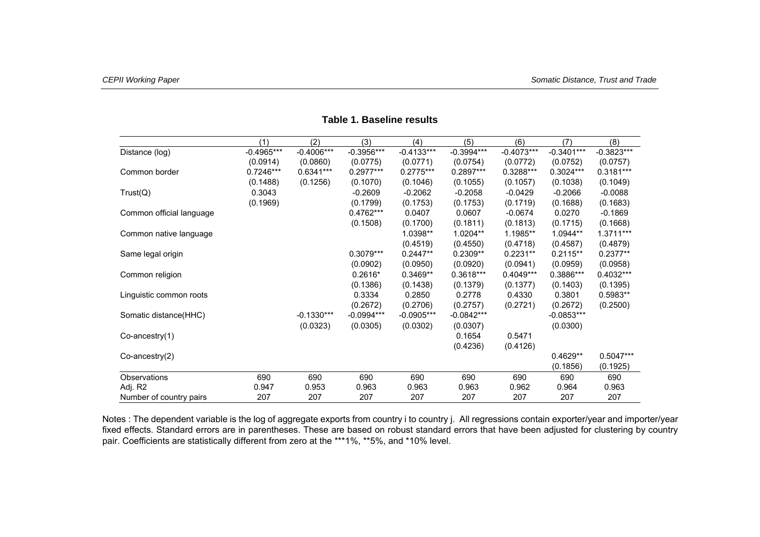**Table 1. Baseline results**

| | (1) | (2) | (3) | (4) | (5) | (6) | (7) | (8) |
|---|---|---|---|---|---|---|---|---|
| Distance (log) | -0.4965*** | -0.4006*** | -0.3956*** | -0.4133*** | -0.3994*** | -0.4073*** | -0.3401*** | -0.3823*** |
| | (0.0914) | (0.0860) | (0.0775) | (0.0771) | (0.0754) | (0.0772) | (0.0752) | (0.0757) |
| Common border | 0.7246*** | 0.6341*** | 0.2977*** | 0.2775*** | 0.2897*** | 0.3288*** | 0.3024*** | 0.3181*** |
| | (0.1488) | (0.1256) | (0.1070) | (0.1046) | (0.1055) | (0.1057) | (0.1038) | (0.1049) |
| Trust(Q) | 0.3043 | | -0.2609 | -0.2062 | -0.2058 | -0.0429 | -0.2066 | -0.0088 |
| | (0.1969) | | (0.1799) | (0.1753) | (0.1753) | (0.1719) | (0.1688) | (0.1683) |
| Common official language | | | 0.4762*** | 0.0407 | 0.0607 | -0.0674 | 0.0270 | -0.1869 |
| | | | (0.1508) | (0.1700) | (0.1811) | (0.1813) | (0.1715) | (0.1668) |
| Common native language | | | | 1.0398** | 1.0204** | 1.1985** | 1.0944** | 1.3711*** |
| | | | | (0.4519) | (0.4550) | (0.4718) | (0.4587) | (0.4879) |
| Same legal origin | | | 0.3079*** | 0.2447** | 0.2309** | 0.2231** | 0.2115** | 0.2377** |
| | | | (0.0902) | (0.0950) | (0.0920) | (0.0941) | (0.0959) | (0.0958) |
| Common religion | | | 0.2616* | 0.3469** | 0.3618*** | 0.4049*** | 0.3886*** | 0.4032*** |
| | | | (0.1386) | (0.1438) | (0.1379) | (0.1377) | (0.1403) | (0.1395) |
| Linguistic common roots | | | 0.3334 | 0.2850 | 0.2778 | 0.4330 | 0.3801 | 0.5983** |
| | | | (0.2672) | (0.2706) | (0.2757) | (0.2721) | (0.2672) | (0.2500) |
| Somatic distance(HHC) | | -0.1330*** | -0.0994*** | -0.0905*** | -0.0842*** | | -0.0853*** | |
| | | (0.0323) | (0.0305) | (0.0302) | (0.0307) | | (0.0300) | |
| Co-ancestry(1) | | | | | 0.1654 | 0.5471 | | |
| | | | | | (0.4236) | (0.4126) | | |
| Co-ancestry(2) | | | | | | | 0.4629** | 0.5047*** |
| | | | | | | | (0.1856) | (0.1925) |
| Observations | 690 | 690 | 690 | 690 | 690 | 690 | 690 | 690 |
| Adj. R2 | 0.947 | 0.953 | 0.963 | 0.963 | 0.963 | 0.962 | 0.964 | 0.963 |
| Number of country pairs | 207 | 207 | 207 | 207 | 207 | 207 | 207 | 207 |

Notes : The dependent variable is the log of aggregate exports from country i to country j. All regressions contain exporter/year and importer/year fixed effects. Standard errors are in parentheses. These are based on robust standard errors that have been adjusted for clustering by country pair. Coefficients are statistically different from zero at the ***1%, **5%, and *10% level.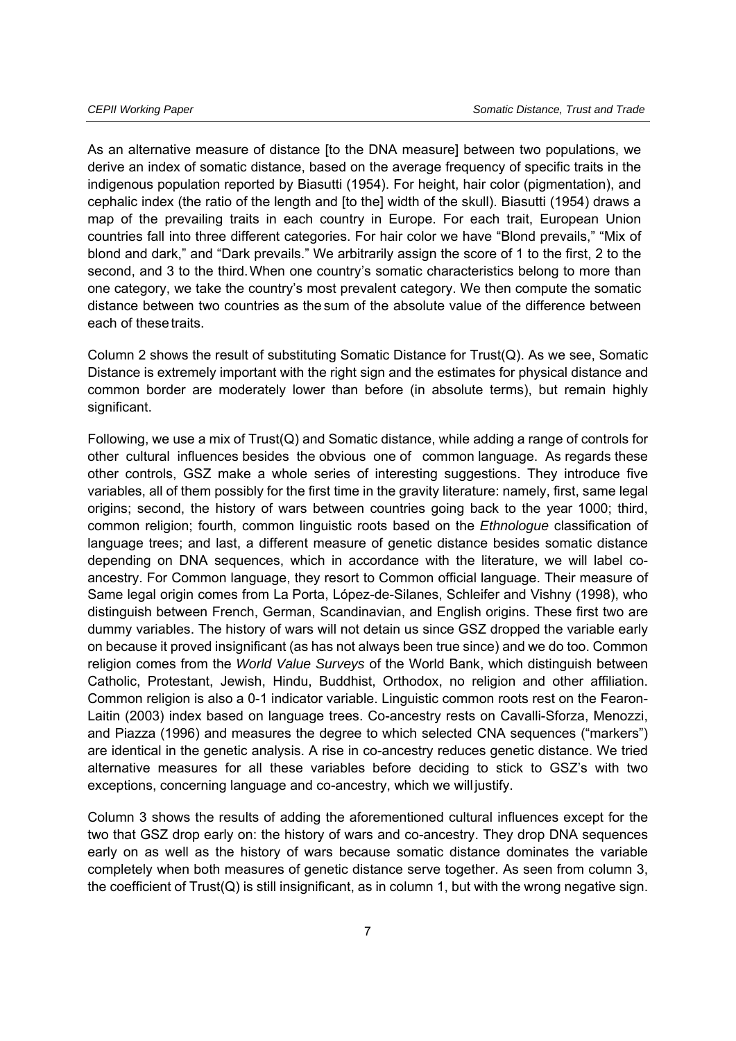As an alternative measure of distance [to the DNA measure] between two populations, we derive an index of somatic distance, based on the average frequency of specific traits in the indigenous population reported by Biasutti (1954). For height, hair color (pigmentation), and cephalic index (the ratio of the length and [to the] width of the skull). Biasutti (1954) draws a map of the prevailing traits in each country in Europe. For each trait, European Union countries fall into three different categories. For hair color we have "Blond prevails," "Mix of blond and dark," and "Dark prevails." We arbitrarily assign the score of 1 to the first, 2 to the second, and 3 to the third. When one country's somatic characteristics belong to more than one category, we take the country's most prevalent category. We then compute the somatic distance between two countries as the sum of the absolute value of the difference between each of these traits.

Column 2 shows the result of substituting Somatic Distance for Trust(Q). As we see, Somatic Distance is extremely important with the right sign and the estimates for physical distance and common border are moderately lower than before (in absolute terms), but remain highly significant.

Following, we use a mix of Trust(Q) and Somatic distance, while adding a range of controls for other cultural influences besides the obvious one of common language. As regards these other controls, GSZ make a whole series of interesting suggestions. They introduce five variables, all of them possibly for the first time in the gravity literature: namely, first, same legal origins; second, the history of wars between countries going back to the year 1000; third, common religion; fourth, common linguistic roots based on the *Ethnologue* classification of language trees; and last, a different measure of genetic distance besides somatic distance depending on DNA sequences, which in accordance with the literature, we will label co-ancestry. For Common language, they resort to Common official language. Their measure of Same legal origin comes from La Porta, López-de-Silanes, Schleifer and Vishny (1998), who distinguish between French, German, Scandinavian, and English origins. These first two are dummy variables. The history of wars will not detain us since GSZ dropped the variable early on because it proved insignificant (as has not always been true since) and we do too. Common religion comes from the *World Value Surveys* of the World Bank, which distinguish between Catholic, Protestant, Jewish, Hindu, Buddhist, Orthodox, no religion and other affiliation. Common religion is also a 0-1 indicator variable. Linguistic common roots rest on the Fearon-Laitin (2003) index based on language trees. Co-ancestry rests on Cavalli-Sforza, Menozzi, and Piazza (1996) and measures the degree to which selected CNA sequences ("markers") are identical in the genetic analysis. A rise in co-ancestry reduces genetic distance. We tried alternative measures for all these variables before deciding to stick to GSZ's with two exceptions, concerning language and co-ancestry, which we will justify.

Column 3 shows the results of adding the aforementioned cultural influences except for the two that GSZ drop early on: the history of wars and co-ancestry. They drop DNA sequences early on as well as the history of wars because somatic distance dominates the variable completely when both measures of genetic distance serve together. As seen from column 3, the coefficient of Trust(Q) is still insignificant, as in column 1, but with the wrong negative sign.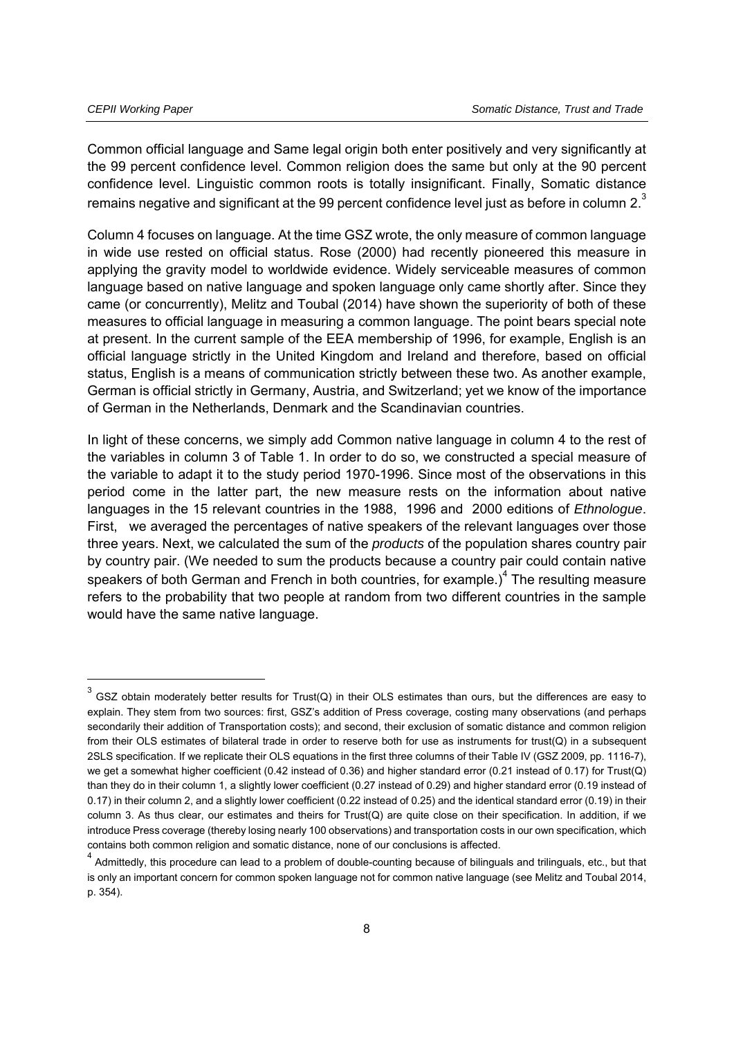Common official language and Same legal origin both enter positively and very significantly at the 99 percent confidence level. Common religion does the same but only at the 90 percent confidence level. Linguistic common roots is totally insignificant. Finally, Somatic distance remains negative and significant at the 99 percent confidence level just as before in column 2.[3]

Column 4 focuses on language. At the time GSZ wrote, the only measure of common language in wide use rested on official status. Rose (2000) had recently pioneered this measure in applying the gravity model to worldwide evidence. Widely serviceable measures of common language based on native language and spoken language only came shortly after. Since they came (or concurrently), Melitz and Toubal (2014) have shown the superiority of both of these measures to official language in measuring a common language. The point bears special note at present. In the current sample of the EEA membership of 1996, for example, English is an official language strictly in the United Kingdom and Ireland and therefore, based on official status, English is a means of communication strictly between these two. As another example, German is official strictly in Germany, Austria, and Switzerland; yet we know of the importance of German in the Netherlands, Denmark and the Scandinavian countries.

In light of these concerns, we simply add Common native language in column 4 to the rest of the variables in column 3 of Table 1. In order to do so, we constructed a special measure of the variable to adapt it to the study period 1970-1996. Since most of the observations in this period come in the latter part, the new measure rests on the information about native languages in the 15 relevant countries in the 1988, 1996 and 2000 editions of *Ethnologue*. First, we averaged the percentages of native speakers of the relevant languages over those three years. Next, we calculated the sum of the *products* of the population shares country pair by country pair. (We needed to sum the products because a country pair could contain native speakers of both German and French in both countries, for example.)[4] The resulting measure refers to the probability that two people at random from two different countries in the sample would have the same native language.

---

[3] GSZ obtain moderately better results for Trust(Q) in their OLS estimates than ours, but the differences are easy to explain. They stem from two sources: first, GSZ's addition of Press coverage, costing many observations (and perhaps secondarily their addition of Transportation costs); and second, their exclusion of somatic distance and common religion from their OLS estimates of bilateral trade in order to reserve both for use as instruments for trust(Q) in a subsequent 2SLS specification. If we replicate their OLS equations in the first three columns of their Table IV (GSZ 2009, pp. 1116-7), we get a somewhat higher coefficient (0.42 instead of 0.36) and higher standard error (0.21 instead of 0.17) for Trust(Q) than they do in their column 1, a slightly lower coefficient (0.27 instead of 0.29) and higher standard error (0.19 instead of 0.17) in their column 2, and a slightly lower coefficient (0.22 instead of 0.25) and the identical standard error (0.19) in their column 3. As thus clear, our estimates and theirs for Trust(Q) are quite close on their specification. In addition, if we introduce Press coverage (thereby losing nearly 100 observations) and transportation costs in our own specification, which contains both common religion and somatic distance, none of our conclusions is affected.

[4] Admittedly, this procedure can lead to a problem of double-counting because of bilinguals and trilinguals, etc., but that is only an important concern for common spoken language not for common native language (see Melitz and Toubal 2014, p. 354).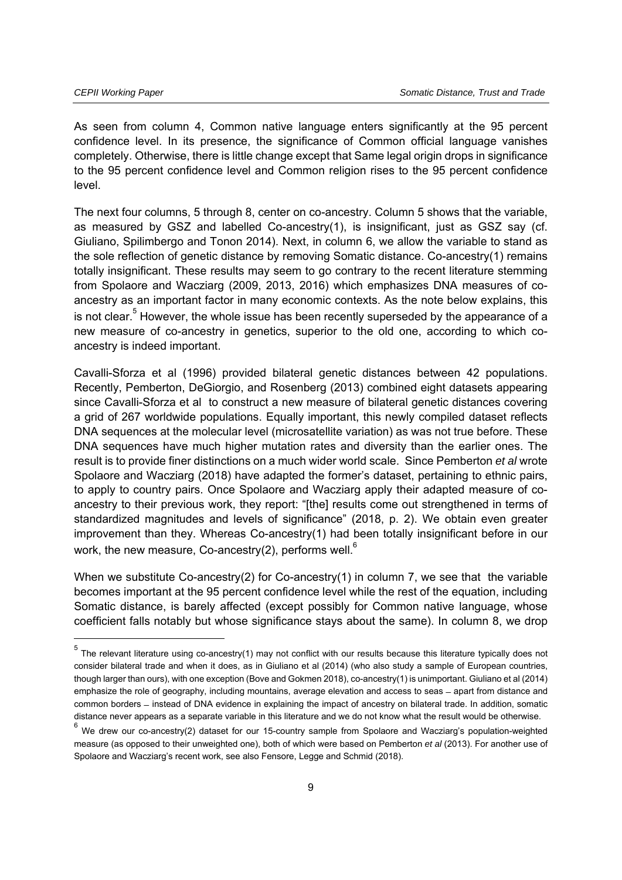As seen from column 4, Common native language enters significantly at the 95 percent confidence level. In its presence, the significance of Common official language vanishes completely. Otherwise, there is little change except that Same legal origin drops in significance to the 95 percent confidence level and Common religion rises to the 95 percent confidence level.

The next four columns, 5 through 8, center on co-ancestry. Column 5 shows that the variable, as measured by GSZ and labelled Co-ancestry(1), is insignificant, just as GSZ say (cf. Giuliano, Spilimbergo and Tonon 2014). Next, in column 6, we allow the variable to stand as the sole reflection of genetic distance by removing Somatic distance. Co-ancestry(1) remains totally insignificant. These results may seem to go contrary to the recent literature stemming from Spolaore and Wacziarg (2009, 2013, 2016) which emphasizes DNA measures of co-ancestry as an important factor in many economic contexts. As the note below explains, this is not clear.[5] However, the whole issue has been recently superseded by the appearance of a new measure of co-ancestry in genetics, superior to the old one, according to which co-ancestry is indeed important.

Cavalli-Sforza et al (1996) provided bilateral genetic distances between 42 populations. Recently, Pemberton, DeGiorgio, and Rosenberg (2013) combined eight datasets appearing since Cavalli-Sforza et al to construct a new measure of bilateral genetic distances covering a grid of 267 worldwide populations. Equally important, this newly compiled dataset reflects DNA sequences at the molecular level (microsatellite variation) as was not true before. These DNA sequences have much higher mutation rates and diversity than the earlier ones. The result is to provide finer distinctions on a much wider world scale. Since Pemberton *et al* wrote Spolaore and Wacziarg (2018) have adapted the former's dataset, pertaining to ethnic pairs, to apply to country pairs. Once Spolaore and Wacziarg apply their adapted measure of co-ancestry to their previous work, they report: "[the] results come out strengthened in terms of standardized magnitudes and levels of significance" (2018, p. 2). We obtain even greater improvement than they. Whereas Co-ancestry(1) had been totally insignificant before in our work, the new measure, Co-ancestry(2), performs well.[6]

When we substitute Co-ancestry(2) for Co-ancestry(1) in column 7, we see that the variable becomes important at the 95 percent confidence level while the rest of the equation, including Somatic distance, is barely affected (except possibly for Common native language, whose coefficient falls notably but whose significance stays about the same). In column 8, we drop

---

[5] The relevant literature using co-ancestry(1) may not conflict with our results because this literature typically does not consider bilateral trade and when it does, as in Giuliano et al (2014) (who also study a sample of European countries, though larger than ours), with one exception (Bove and Gokmen 2018), co-ancestry(1) is unimportant. Giuliano et al (2014) emphasize the role of geography, including mountains, average elevation and access to seas – apart from distance and common borders – instead of DNA evidence in explaining the impact of ancestry on bilateral trade. In addition, somatic distance never appears as a separate variable in this literature and we do not know what the result would be otherwise.

[6] We drew our co-ancestry(2) dataset for our 15-country sample from Spolaore and Wacziarg's population-weighted measure (as opposed to their unweighted one), both of which were based on Pemberton *et al* (2013). For another use of Spolaore and Wacziarg's recent work, see also Fensore, Legge and Schmid (2018).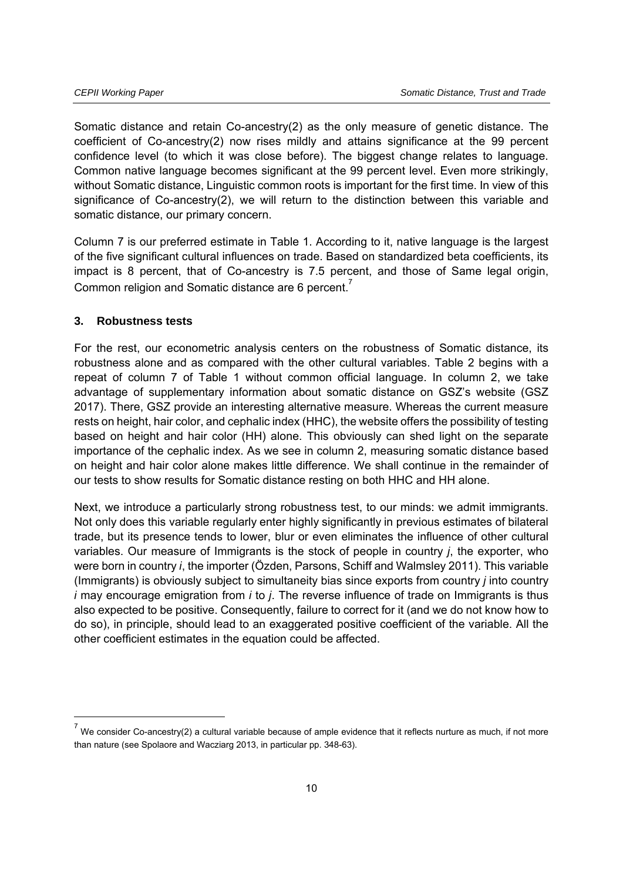Somatic distance and retain Co-ancestry(2) as the only measure of genetic distance. The coefficient of Co-ancestry(2) now rises mildly and attains significance at the 99 percent confidence level (to which it was close before). The biggest change relates to language. Common native language becomes significant at the 99 percent level. Even more strikingly, without Somatic distance, Linguistic common roots is important for the first time. In view of this significance of Co-ancestry(2), we will return to the distinction between this variable and somatic distance, our primary concern.

Column 7 is our preferred estimate in Table 1. According to it, native language is the largest of the five significant cultural influences on trade. Based on standardized beta coefficients, its impact is 8 percent, that of Co-ancestry is 7.5 percent, and those of Same legal origin, Common religion and Somatic distance are 6 percent.[7]

### 3. Robustness tests

For the rest, our econometric analysis centers on the robustness of Somatic distance, its robustness alone and as compared with the other cultural variables. Table 2 begins with a repeat of column 7 of Table 1 without common official language. In column 2, we take advantage of supplementary information about somatic distance on GSZ's website (GSZ 2017). There, GSZ provide an interesting alternative measure. Whereas the current measure rests on height, hair color, and cephalic index (HHC), the website offers the possibility of testing based on height and hair color (HH) alone. This obviously can shed light on the separate importance of the cephalic index. As we see in column 2, measuring somatic distance based on height and hair color alone makes little difference. We shall continue in the remainder of our tests to show results for Somatic distance resting on both HHC and HH alone.

Next, we introduce a particularly strong robustness test, to our minds: we admit immigrants. Not only does this variable regularly enter highly significantly in previous estimates of bilateral trade, but its presence tends to lower, blur or even eliminates the influence of other cultural variables. Our measure of Immigrants is the stock of people in country *j*, the exporter, who were born in country *i*, the importer (Özden, Parsons, Schiff and Walmsley 2011). This variable (Immigrants) is obviously subject to simultaneity bias since exports from country *j* into country *i* may encourage emigration from *i* to *j*. The reverse influence of trade on Immigrants is thus also expected to be positive. Consequently, failure to correct for it (and we do not know how to do so), in principle, should lead to an exaggerated positive coefficient of the variable. All the other coefficient estimates in the equation could be affected.

---

[7] We consider Co-ancestry(2) a cultural variable because of ample evidence that it reflects nurture as much, if not more than nature (see Spolaore and Wacziarg 2013, in particular pp. 348-63).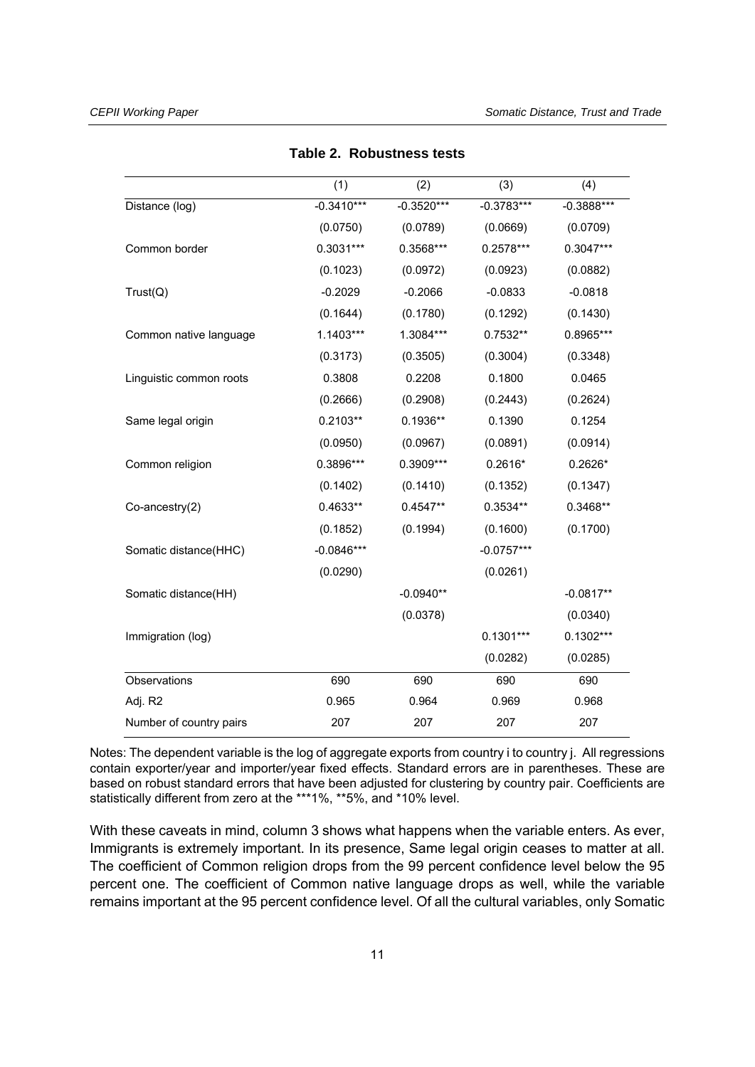**Table 2. Robustness tests**

| | (1) | (2) | (3) | (4) |
|---|---|---|---|---|
| Distance (log) | -0.3410*** | -0.3520*** | -0.3783*** | -0.3888*** |
| | (0.0750) | (0.0789) | (0.0669) | (0.0709) |
| Common border | 0.3031*** | 0.3568*** | 0.2578*** | 0.3047*** |
| | (0.1023) | (0.0972) | (0.0923) | (0.0882) |
| Trust(Q) | -0.2029 | -0.2066 | -0.0833 | -0.0818 |
| | (0.1644) | (0.1780) | (0.1292) | (0.1430) |
| Common native language | 1.1403*** | 1.3084*** | 0.7532** | 0.8965*** |
| | (0.3173) | (0.3505) | (0.3004) | (0.3348) |
| Linguistic common roots | 0.3808 | 0.2208 | 0.1800 | 0.0465 |
| | (0.2666) | (0.2908) | (0.2443) | (0.2624) |
| Same legal origin | 0.2103** | 0.1936** | 0.1390 | 0.1254 |
| | (0.0950) | (0.0967) | (0.0891) | (0.0914) |
| Common religion | 0.3896*** | 0.3909*** | 0.2616* | 0.2626* |
| | (0.1402) | (0.1410) | (0.1352) | (0.1347) |
| Co-ancestry(2) | 0.4633** | 0.4547** | 0.3534** | 0.3468** |
| | (0.1852) | (0.1994) | (0.1600) | (0.1700) |
| Somatic distance(HHC) | -0.0846*** | | -0.0757*** | |
| | (0.0290) | | (0.0261) | |
| Somatic distance(HH) | | -0.0940** | | -0.0817** |
| | | (0.0378) | | (0.0340) |
| Immigration (log) | | | 0.1301*** | 0.1302*** |
| | | | (0.0282) | (0.0285) |
| Observations | 690 | 690 | 690 | 690 |
| Adj. R2 | 0.965 | 0.964 | 0.969 | 0.968 |
| Number of country pairs | 207 | 207 | 207 | 207 |

Notes: The dependent variable is the log of aggregate exports from country i to country j. All regressions contain exporter/year and importer/year fixed effects. Standard errors are in parentheses. These are based on robust standard errors that have been adjusted for clustering by country pair. Coefficients are statistically different from zero at the ***1%, **5%, and *10% level.

With these caveats in mind, column 3 shows what happens when the variable enters. As ever, Immigrants is extremely important. In its presence, Same legal origin ceases to matter at all. The coefficient of Common religion drops from the 99 percent confidence level below the 95 percent one. The coefficient of Common native language drops as well, while the variable remains important at the 95 percent confidence level. Of all the cultural variables, only Somatic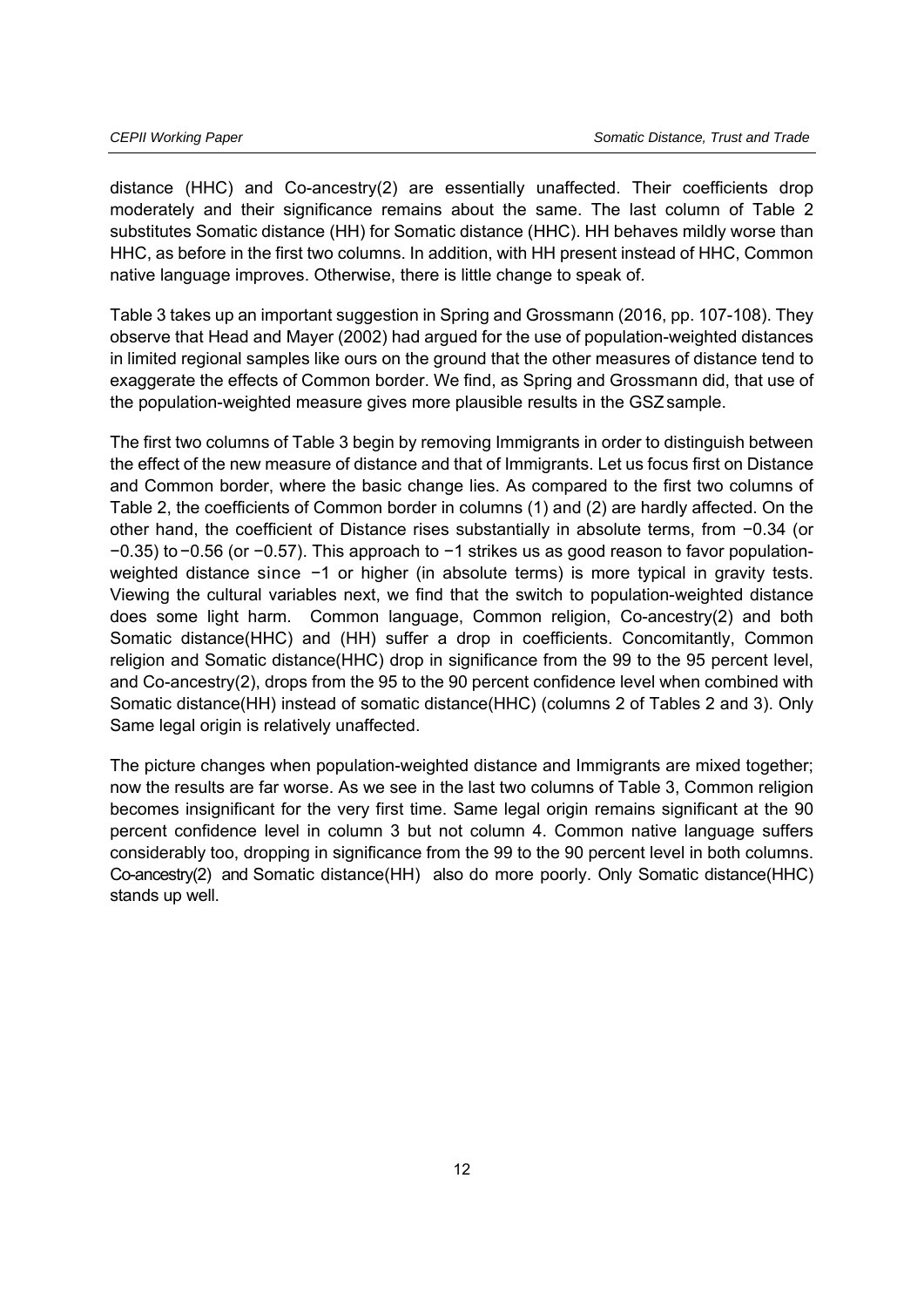distance (HHC) and Co-ancestry(2) are essentially unaffected. Their coefficients drop moderately and their significance remains about the same. The last column of Table 2 substitutes Somatic distance (HH) for Somatic distance (HHC). HH behaves mildly worse than HHC, as before in the first two columns. In addition, with HH present instead of HHC, Common native language improves. Otherwise, there is little change to speak of.

Table 3 takes up an important suggestion in Spring and Grossmann (2016, pp. 107-108). They observe that Head and Mayer (2002) had argued for the use of population-weighted distances in limited regional samples like ours on the ground that the other measures of distance tend to exaggerate the effects of Common border. We find, as Spring and Grossmann did, that use of the population-weighted measure gives more plausible results in the GSZ sample.

The first two columns of Table 3 begin by removing Immigrants in order to distinguish between the effect of the new measure of distance and that of Immigrants. Let us focus first on Distance and Common border, where the basic change lies. As compared to the first two columns of Table 2, the coefficients of Common border in columns (1) and (2) are hardly affected. On the other hand, the coefficient of Distance rises substantially in absolute terms, from −0.34 (or −0.35) to −0.56 (or −0.57). This approach to −1 strikes us as good reason to favor population-weighted distance since −1 or higher (in absolute terms) is more typical in gravity tests. Viewing the cultural variables next, we find that the switch to population-weighted distance does some light harm. Common language, Common religion, Co-ancestry(2) and both Somatic distance(HHC) and (HH) suffer a drop in coefficients. Concomitantly, Common religion and Somatic distance(HHC) drop in significance from the 99 to the 95 percent level, and Co-ancestry(2), drops from the 95 to the 90 percent confidence level when combined with Somatic distance(HH) instead of somatic distance(HHC) (columns 2 of Tables 2 and 3). Only Same legal origin is relatively unaffected.

The picture changes when population-weighted distance and Immigrants are mixed together; now the results are far worse. As we see in the last two columns of Table 3, Common religion becomes insignificant for the very first time. Same legal origin remains significant at the 90 percent confidence level in column 3 but not column 4. Common native language suffers considerably too, dropping in significance from the 99 to the 90 percent level in both columns. Co-ancestry(2) and Somatic distance(HH) also do more poorly. Only Somatic distance(HHC) stands up well.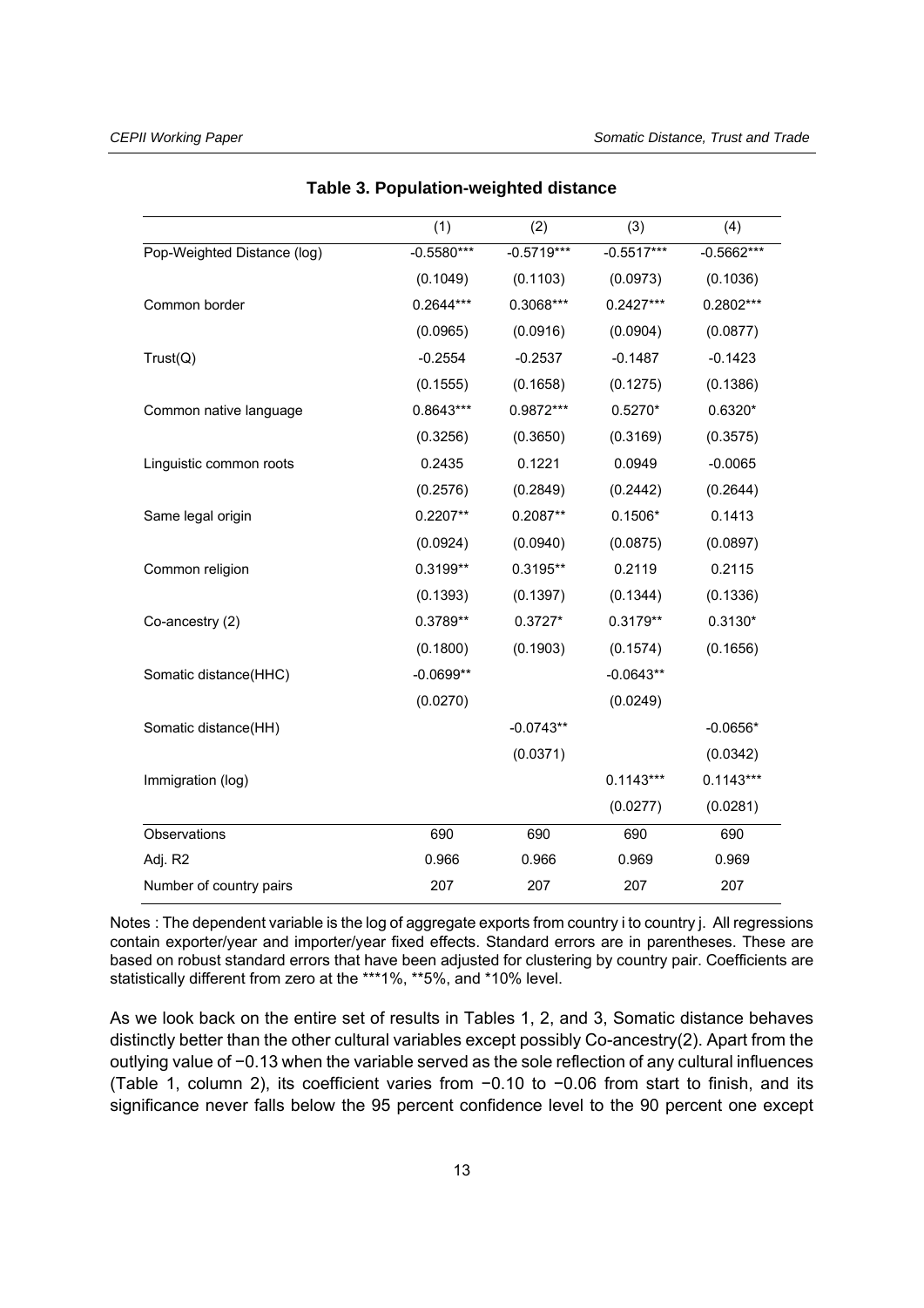**Table 3. Population-weighted distance**

| | (1) | (2) | (3) | (4) |
|---|---|---|---|---|
| Pop-Weighted Distance (log) | -0.5580*** | -0.5719*** | -0.5517*** | -0.5662*** |
| | (0.1049) | (0.1103) | (0.0973) | (0.1036) |
| Common border | 0.2644*** | 0.3068*** | 0.2427*** | 0.2802*** |
| | (0.0965) | (0.0916) | (0.0904) | (0.0877) |
| Trust(Q) | -0.2554 | -0.2537 | -0.1487 | -0.1423 |
| | (0.1555) | (0.1658) | (0.1275) | (0.1386) |
| Common native language | 0.8643*** | 0.9872*** | 0.5270* | 0.6320* |
| | (0.3256) | (0.3650) | (0.3169) | (0.3575) |
| Linguistic common roots | 0.2435 | 0.1221 | 0.0949 | -0.0065 |
| | (0.2576) | (0.2849) | (0.2442) | (0.2644) |
| Same legal origin | 0.2207** | 0.2087** | 0.1506* | 0.1413 |
| | (0.0924) | (0.0940) | (0.0875) | (0.0897) |
| Common religion | 0.3199** | 0.3195** | 0.2119 | 0.2115 |
| | (0.1393) | (0.1397) | (0.1344) | (0.1336) |
| Co-ancestry (2) | 0.3789** | 0.3727* | 0.3179** | 0.3130* |
| | (0.1800) | (0.1903) | (0.1574) | (0.1656) |
| Somatic distance(HHC) | -0.0699** | | -0.0643** | |
| | (0.0270) | | (0.0249) | |
| Somatic distance(HH) | | -0.0743** | | -0.0656* |
| | | (0.0371) | | (0.0342) |
| Immigration (log) | | | 0.1143*** | 0.1143*** |
| | | | (0.0277) | (0.0281) |
| Observations | 690 | 690 | 690 | 690 |
| Adj. R2 | 0.966 | 0.966 | 0.969 | 0.969 |
| Number of country pairs | 207 | 207 | 207 | 207 |

Notes : The dependent variable is the log of aggregate exports from country i to country j. All regressions contain exporter/year and importer/year fixed effects. Standard errors are in parentheses. These are based on robust standard errors that have been adjusted for clustering by country pair. Coefficients are statistically different from zero at the ***1%, **5%, and *10% level.

As we look back on the entire set of results in Tables 1, 2, and 3, Somatic distance behaves distinctly better than the other cultural variables except possibly Co-ancestry(2). Apart from the outlying value of −0.13 when the variable served as the sole reflection of any cultural influences (Table 1, column 2), its coefficient varies from −0.10 to −0.06 from start to finish, and its significance never falls below the 95 percent confidence level to the 90 percent one except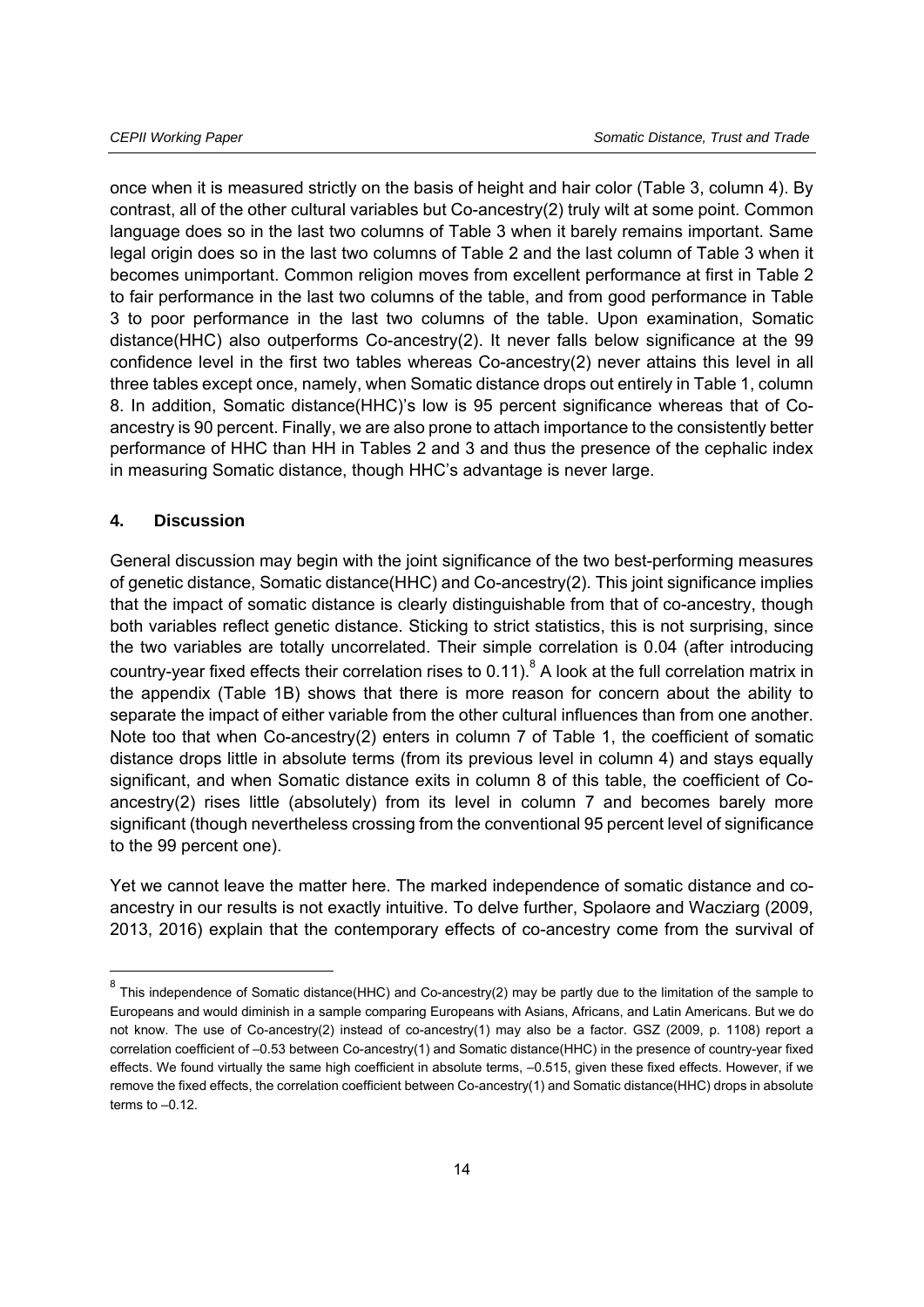once when it is measured strictly on the basis of height and hair color (Table 3, column 4). By contrast, all of the other cultural variables but Co-ancestry(2) truly wilt at some point. Common language does so in the last two columns of Table 3 when it barely remains important. Same legal origin does so in the last two columns of Table 2 and the last column of Table 3 when it becomes unimportant. Common religion moves from excellent performance at first in Table 2 to fair performance in the last two columns of the table, and from good performance in Table 3 to poor performance in the last two columns of the table. Upon examination, Somatic distance(HHC) also outperforms Co-ancestry(2). It never falls below significance at the 99 confidence level in the first two tables whereas Co-ancestry(2) never attains this level in all three tables except once, namely, when Somatic distance drops out entirely in Table 1, column 8. In addition, Somatic distance(HHC)'s low is 95 percent significance whereas that of Co-ancestry is 90 percent. Finally, we are also prone to attach importance to the consistently better performance of HHC than HH in Tables 2 and 3 and thus the presence of the cephalic index in measuring Somatic distance, though HHC's advantage is never large.

## 4. Discussion

General discussion may begin with the joint significance of the two best-performing measures of genetic distance, Somatic distance(HHC) and Co-ancestry(2). This joint significance implies that the impact of somatic distance is clearly distinguishable from that of co-ancestry, though both variables reflect genetic distance. Sticking to strict statistics, this is not surprising, since the two variables are totally uncorrelated. Their simple correlation is 0.04 (after introducing country-year fixed effects their correlation rises to 0.11).[8] A look at the full correlation matrix in the appendix (Table 1B) shows that there is more reason for concern about the ability to separate the impact of either variable from the other cultural influences than from one another. Note too that when Co-ancestry(2) enters in column 7 of Table 1, the coefficient of somatic distance drops little in absolute terms (from its previous level in column 4) and stays equally significant, and when Somatic distance exits in column 8 of this table, the coefficient of Co-ancestry(2) rises little (absolutely) from its level in column 7 and becomes barely more significant (though nevertheless crossing from the conventional 95 percent level of significance to the 99 percent one).

Yet we cannot leave the matter here. The marked independence of somatic distance and co-ancestry in our results is not exactly intuitive. To delve further, Spolaore and Wacziarg (2009, 2013, 2016) explain that the contemporary effects of co-ancestry come from the survival of

[8] This independence of Somatic distance(HHC) and Co-ancestry(2) may be partly due to the limitation of the sample to Europeans and would diminish in a sample comparing Europeans with Asians, Africans, and Latin Americans. But we do not know. The use of Co-ancestry(2) instead of co-ancestry(1) may also be a factor. GSZ (2009, p. 1108) report a correlation coefficient of –0.53 between Co-ancestry(1) and Somatic distance(HHC) in the presence of country-year fixed effects. We found virtually the same high coefficient in absolute terms, –0.515, given these fixed effects. However, if we remove the fixed effects, the correlation coefficient between Co-ancestry(1) and Somatic distance(HHC) drops in absolute terms to –0.12.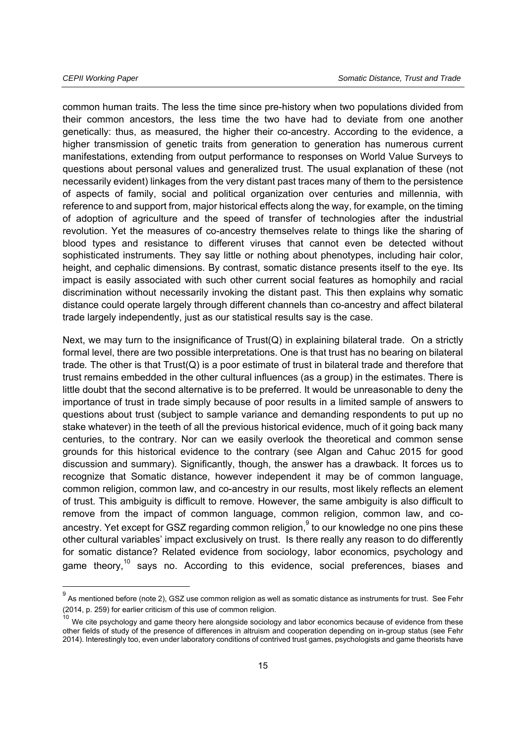common human traits. The less the time since pre-history when two populations divided from their common ancestors, the less time the two have had to deviate from one another genetically: thus, as measured, the higher their co-ancestry. According to the evidence, a higher transmission of genetic traits from generation to generation has numerous current manifestations, extending from output performance to responses on World Value Surveys to questions about personal values and generalized trust. The usual explanation of these (not necessarily evident) linkages from the very distant past traces many of them to the persistence of aspects of family, social and political organization over centuries and millennia, with reference to and support from, major historical effects along the way, for example, on the timing of adoption of agriculture and the speed of transfer of technologies after the industrial revolution. Yet the measures of co-ancestry themselves relate to things like the sharing of blood types and resistance to different viruses that cannot even be detected without sophisticated instruments. They say little or nothing about phenotypes, including hair color, height, and cephalic dimensions. By contrast, somatic distance presents itself to the eye. Its impact is easily associated with such other current social features as homophily and racial discrimination without necessarily invoking the distant past. This then explains why somatic distance could operate largely through different channels than co-ancestry and affect bilateral trade largely independently, just as our statistical results say is the case.

Next, we may turn to the insignificance of Trust(Q) in explaining bilateral trade. On a strictly formal level, there are two possible interpretations. One is that trust has no bearing on bilateral trade. The other is that Trust(Q) is a poor estimate of trust in bilateral trade and therefore that trust remains embedded in the other cultural influences (as a group) in the estimates. There is little doubt that the second alternative is to be preferred. It would be unreasonable to deny the importance of trust in trade simply because of poor results in a limited sample of answers to questions about trust (subject to sample variance and demanding respondents to put up no stake whatever) in the teeth of all the previous historical evidence, much of it going back many centuries, to the contrary. Nor can we easily overlook the theoretical and common sense grounds for this historical evidence to the contrary (see Algan and Cahuc 2015 for good discussion and summary). Significantly, though, the answer has a drawback. It forces us to recognize that Somatic distance, however independent it may be of common language, common religion, common law, and co-ancestry in our results, most likely reflects an element of trust. This ambiguity is difficult to remove. However, the same ambiguity is also difficult to remove from the impact of common language, common religion, common law, and co-ancestry. Yet except for GSZ regarding common religion,[9] to our knowledge no one pins these other cultural variables' impact exclusively on trust. Is there really any reason to do differently for somatic distance? Related evidence from sociology, labor economics, psychology and game theory,[10] says no. According to this evidence, social preferences, biases and

[9] As mentioned before (note 2), GSZ use common religion as well as somatic distance as instruments for trust. See Fehr (2014, p. 259) for earlier criticism of this use of common religion.

[10] We cite psychology and game theory here alongside sociology and labor economics because of evidence from these other fields of study of the presence of differences in altruism and cooperation depending on in-group status (see Fehr 2014). Interestingly too, even under laboratory conditions of contrived trust games, psychologists and game theorists have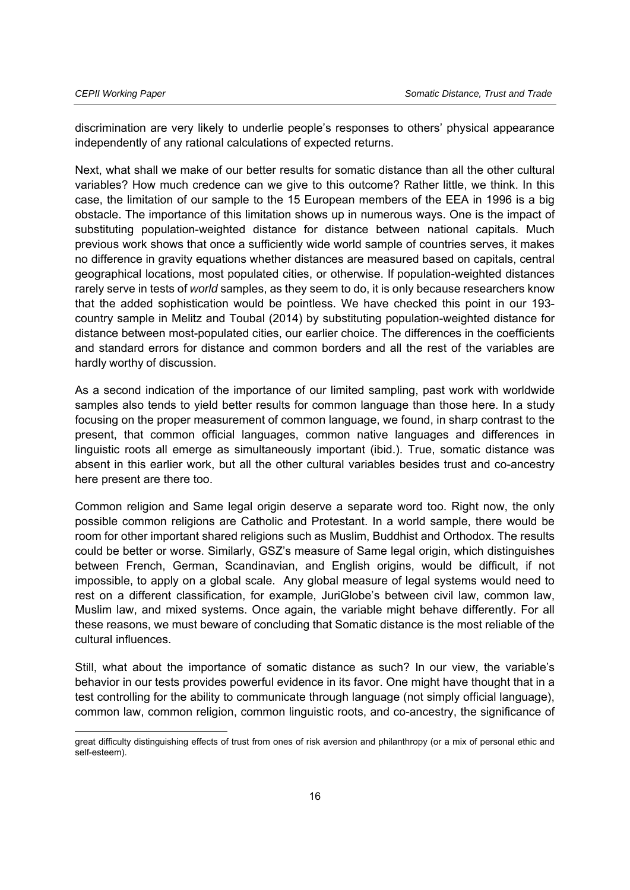discrimination are very likely to underlie people's responses to others' physical appearance independently of any rational calculations of expected returns.

Next, what shall we make of our better results for somatic distance than all the other cultural variables? How much credence can we give to this outcome? Rather little, we think. In this case, the limitation of our sample to the 15 European members of the EEA in 1996 is a big obstacle. The importance of this limitation shows up in numerous ways. One is the impact of substituting population-weighted distance for distance between national capitals. Much previous work shows that once a sufficiently wide world sample of countries serves, it makes no difference in gravity equations whether distances are measured based on capitals, central geographical locations, most populated cities, or otherwise. If population-weighted distances rarely serve in tests of *world* samples, as they seem to do, it is only because researchers know that the added sophistication would be pointless. We have checked this point in our 193-country sample in Melitz and Toubal (2014) by substituting population-weighted distance for distance between most-populated cities, our earlier choice. The differences in the coefficients and standard errors for distance and common borders and all the rest of the variables are hardly worthy of discussion.

As a second indication of the importance of our limited sampling, past work with worldwide samples also tends to yield better results for common language than those here. In a study focusing on the proper measurement of common language, we found, in sharp contrast to the present, that common official languages, common native languages and differences in linguistic roots all emerge as simultaneously important (ibid.). True, somatic distance was absent in this earlier work, but all the other cultural variables besides trust and co-ancestry here present are there too.

Common religion and Same legal origin deserve a separate word too. Right now, the only possible common religions are Catholic and Protestant. In a world sample, there would be room for other important shared religions such as Muslim, Buddhist and Orthodox. The results could be better or worse. Similarly, GSZ's measure of Same legal origin, which distinguishes between French, German, Scandinavian, and English origins, would be difficult, if not impossible, to apply on a global scale. Any global measure of legal systems would need to rest on a different classification, for example, JuriGlobe's between civil law, common law, Muslim law, and mixed systems. Once again, the variable might behave differently. For all these reasons, we must beware of concluding that Somatic distance is the most reliable of the cultural influences.

Still, what about the importance of somatic distance as such? In our view, the variable's behavior in our tests provides powerful evidence in its favor. One might have thought that in a test controlling for the ability to communicate through language (not simply official language), common law, common religion, common linguistic roots, and co-ancestry, the significance of

---

great difficulty distinguishing effects of trust from ones of risk aversion and philanthropy (or a mix of personal ethic and self-esteem).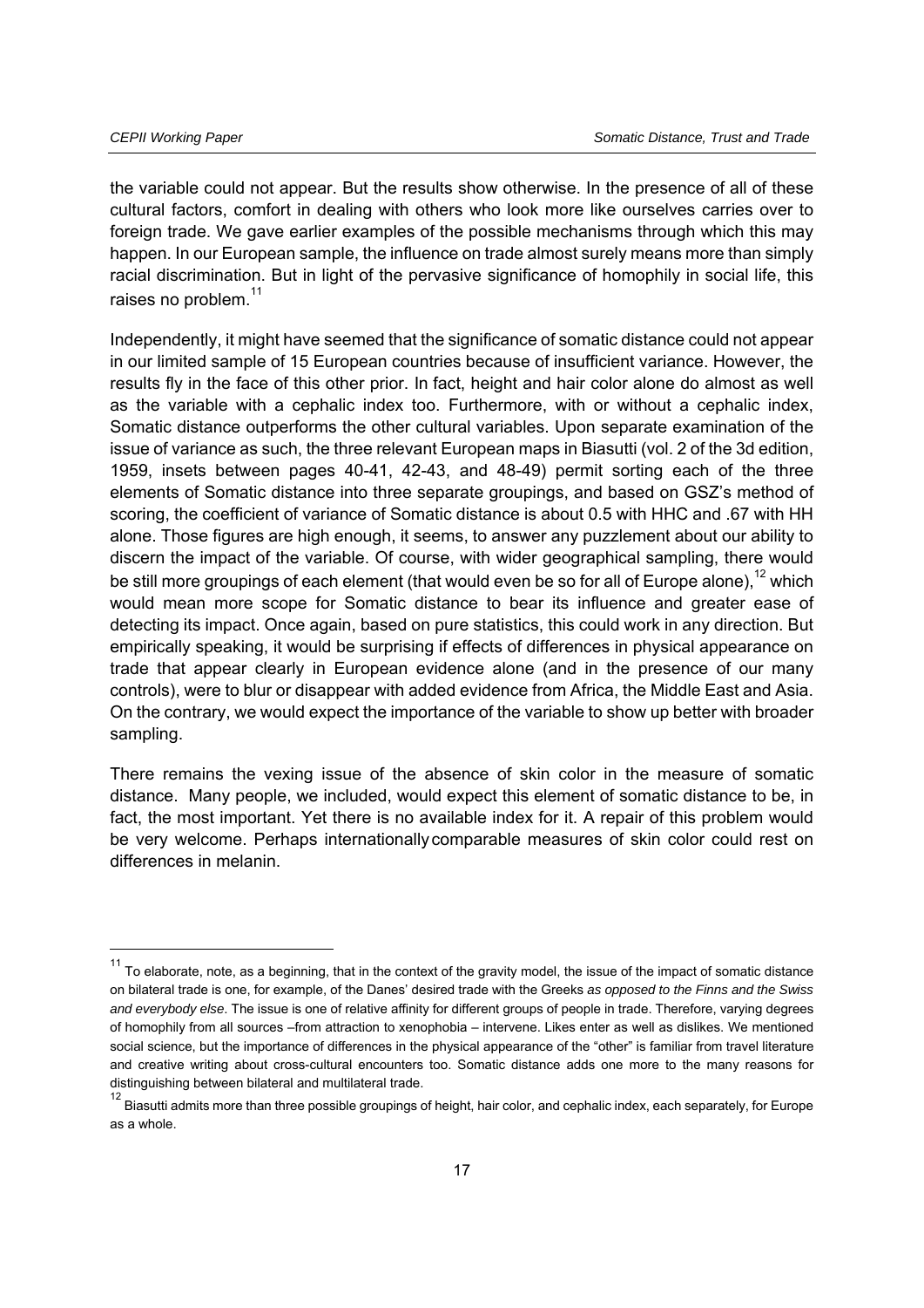the variable could not appear. But the results show otherwise. In the presence of all of these cultural factors, comfort in dealing with others who look more like ourselves carries over to foreign trade. We gave earlier examples of the possible mechanisms through which this may happen. In our European sample, the influence on trade almost surely means more than simply racial discrimination. But in light of the pervasive significance of homophily in social life, this raises no problem.[11]

Independently, it might have seemed that the significance of somatic distance could not appear in our limited sample of 15 European countries because of insufficient variance. However, the results fly in the face of this other prior. In fact, height and hair color alone do almost as well as the variable with a cephalic index too. Furthermore, with or without a cephalic index, Somatic distance outperforms the other cultural variables. Upon separate examination of the issue of variance as such, the three relevant European maps in Biasutti (vol. 2 of the 3d edition, 1959, insets between pages 40-41, 42-43, and 48-49) permit sorting each of the three elements of Somatic distance into three separate groupings, and based on GSZ's method of scoring, the coefficient of variance of Somatic distance is about 0.5 with HHC and .67 with HH alone. Those figures are high enough, it seems, to answer any puzzlement about our ability to discern the impact of the variable. Of course, with wider geographical sampling, there would be still more groupings of each element (that would even be so for all of Europe alone),[12] which would mean more scope for Somatic distance to bear its influence and greater ease of detecting its impact. Once again, based on pure statistics, this could work in any direction. But empirically speaking, it would be surprising if effects of differences in physical appearance on trade that appear clearly in European evidence alone (and in the presence of our many controls), were to blur or disappear with added evidence from Africa, the Middle East and Asia. On the contrary, we would expect the importance of the variable to show up better with broader sampling.

There remains the vexing issue of the absence of skin color in the measure of somatic distance. Many people, we included, would expect this element of somatic distance to be, in fact, the most important. Yet there is no available index for it. A repair of this problem would be very welcome. Perhaps internationally comparable measures of skin color could rest on differences in melanin.

---

[11] To elaborate, note, as a beginning, that in the context of the gravity model, the issue of the impact of somatic distance on bilateral trade is one, for example, of the Danes' desired trade with the Greeks *as opposed to the Finns and the Swiss and everybody else*. The issue is one of relative affinity for different groups of people in trade. Therefore, varying degrees of homophily from all sources –from attraction to xenophobia – intervene. Likes enter as well as dislikes. We mentioned social science, but the importance of differences in the physical appearance of the "other" is familiar from travel literature and creative writing about cross-cultural encounters too. Somatic distance adds one more to the many reasons for distinguishing between bilateral and multilateral trade.

[12] Biasutti admits more than three possible groupings of height, hair color, and cephalic index, each separately, for Europe as a whole.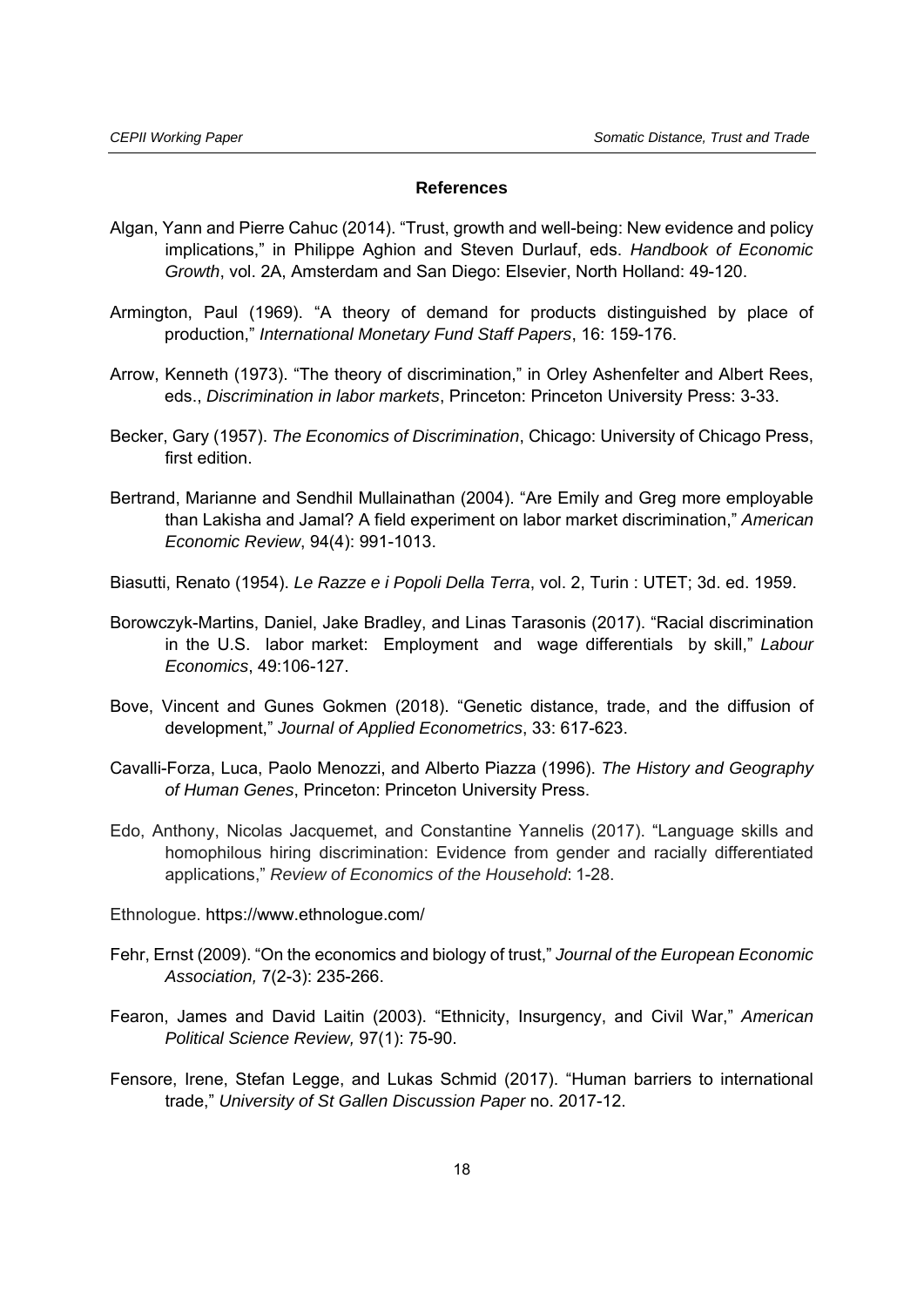## References

Algan, Yann and Pierre Cahuc (2014). "Trust, growth and well-being: New evidence and policy implications," in Philippe Aghion and Steven Durlauf, eds. *Handbook of Economic Growth*, vol. 2A, Amsterdam and San Diego: Elsevier, North Holland: 49-120.

Armington, Paul (1969). "A theory of demand for products distinguished by place of production," *International Monetary Fund Staff Papers*, 16: 159-176.

Arrow, Kenneth (1973). "The theory of discrimination," in Orley Ashenfelter and Albert Rees, eds., *Discrimination in labor markets*, Princeton: Princeton University Press: 3-33.

Becker, Gary (1957). *The Economics of Discrimination*, Chicago: University of Chicago Press, first edition.

Bertrand, Marianne and Sendhil Mullainathan (2004). "Are Emily and Greg more employable than Lakisha and Jamal? A field experiment on labor market discrimination," *American Economic Review*, 94(4): 991-1013.

Biasutti, Renato (1954). *Le Razze e i Popoli Della Terra*, vol. 2, Turin : UTET; 3d. ed. 1959.

Borowczyk-Martins, Daniel, Jake Bradley, and Linas Tarasonis (2017). "Racial discrimination in the U.S. labor market: Employment and wage differentials by skill," *Labour Economics*, 49:106-127.

Bove, Vincent and Gunes Gokmen (2018). "Genetic distance, trade, and the diffusion of development," *Journal of Applied Econometrics*, 33: 617-623.

Cavalli-Forza, Luca, Paolo Menozzi, and Alberto Piazza (1996). *The History and Geography of Human Genes*, Princeton: Princeton University Press.

Edo, Anthony, Nicolas Jacquemet, and Constantine Yannelis (2017). "Language skills and homophilous hiring discrimination: Evidence from gender and racially differentiated applications," *Review of Economics of the Household*: 1-28.

Ethnologue. https://www.ethnologue.com/

Fehr, Ernst (2009). "On the economics and biology of trust," *Journal of the European Economic Association,* 7(2-3): 235-266.

Fearon, James and David Laitin (2003). "Ethnicity, Insurgency, and Civil War," *American Political Science Review,* 97(1): 75-90.

Fensore, Irene, Stefan Legge, and Lukas Schmid (2017). "Human barriers to international trade," *University of St Gallen Discussion Paper* no. 2017-12.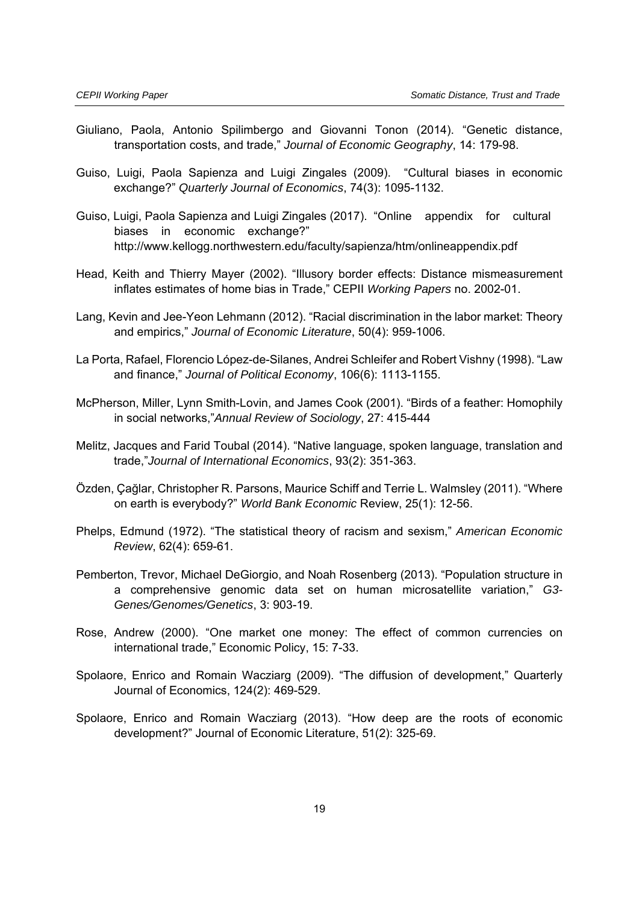Giuliano, Paola, Antonio Spilimbergo and Giovanni Tonon (2014). "Genetic distance, transportation costs, and trade," *Journal of Economic Geography*, 14: 179-98.

Guiso, Luigi, Paola Sapienza and Luigi Zingales (2009). "Cultural biases in economic exchange?" *Quarterly Journal of Economics*, 74(3): 1095-1132.

Guiso, Luigi, Paola Sapienza and Luigi Zingales (2017). "Online appendix for cultural biases in economic exchange?" http://www.kellogg.northwestern.edu/faculty/sapienza/htm/onlineappendix.pdf

Head, Keith and Thierry Mayer (2002). "Illusory border effects: Distance mismeasurement inflates estimates of home bias in Trade," CEPII *Working Papers* no. 2002-01.

Lang, Kevin and Jee-Yeon Lehmann (2012). "Racial discrimination in the labor market: Theory and empirics," *Journal of Economic Literature*, 50(4): 959-1006.

La Porta, Rafael, Florencio López-de-Silanes, Andrei Schleifer and Robert Vishny (1998). "Law and finance," *Journal of Political Economy*, 106(6): 1113-1155.

McPherson, Miller, Lynn Smith-Lovin, and James Cook (2001). "Birds of a feather: Homophily in social networks,"*Annual Review of Sociology*, 27: 415-444

Melitz, Jacques and Farid Toubal (2014). "Native language, spoken language, translation and trade,"*Journal of International Economics*, 93(2): 351-363.

Özden, Çağlar, Christopher R. Parsons, Maurice Schiff and Terrie L. Walmsley (2011). "Where on earth is everybody?" *World Bank Economic* Review, 25(1): 12-56.

Phelps, Edmund (1972). "The statistical theory of racism and sexism," *American Economic Review*, 62(4): 659-61.

Pemberton, Trevor, Michael DeGiorgio, and Noah Rosenberg (2013). "Population structure in a comprehensive genomic data set on human microsatellite variation," *G3-Genes/Genomes/Genetics*, 3: 903-19.

Rose, Andrew (2000). "One market one money: The effect of common currencies on international trade," Economic Policy, 15: 7-33.

Spolaore, Enrico and Romain Wacziarg (2009). "The diffusion of development," Quarterly Journal of Economics, 124(2): 469-529.

Spolaore, Enrico and Romain Wacziarg (2013). "How deep are the roots of economic development?" Journal of Economic Literature, 51(2): 325-69.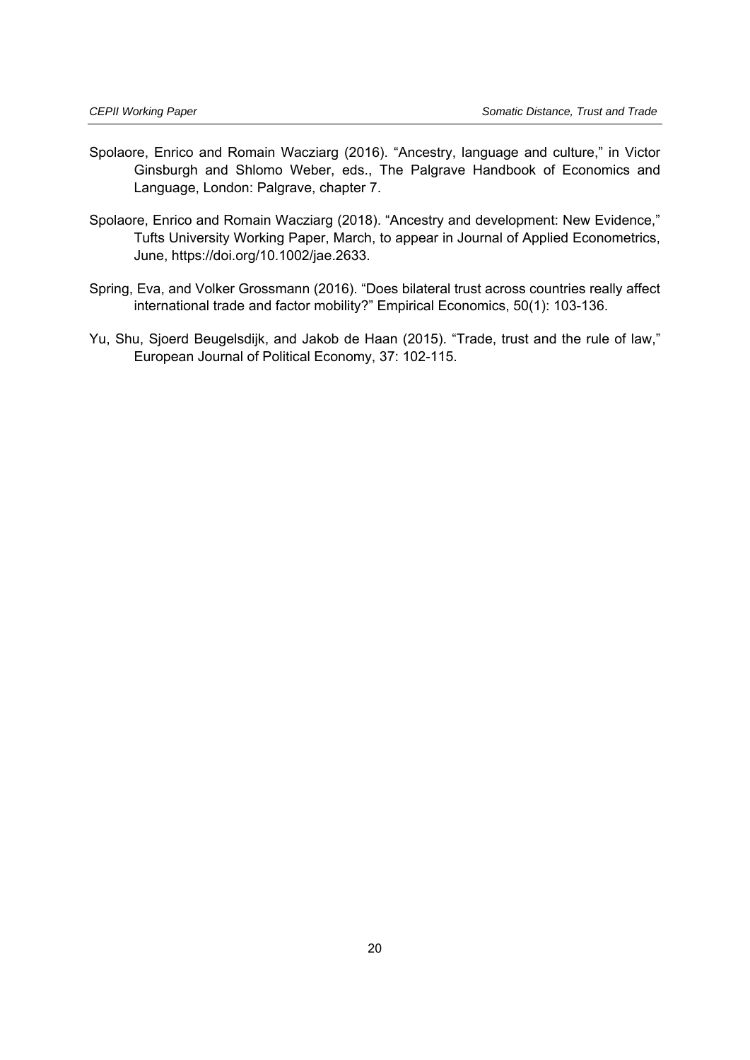Spolaore, Enrico and Romain Wacziarg (2016). "Ancestry, language and culture," in Victor Ginsburgh and Shlomo Weber, eds., The Palgrave Handbook of Economics and Language, London: Palgrave, chapter 7.

Spolaore, Enrico and Romain Wacziarg (2018). "Ancestry and development: New Evidence," Tufts University Working Paper, March, to appear in Journal of Applied Econometrics, June, https://doi.org/10.1002/jae.2633.

Spring, Eva, and Volker Grossmann (2016). "Does bilateral trust across countries really affect international trade and factor mobility?" Empirical Economics, 50(1): 103-136.

Yu, Shu, Sjoerd Beugelsdijk, and Jakob de Haan (2015). "Trade, trust and the rule of law," European Journal of Political Economy, 37: 102-115.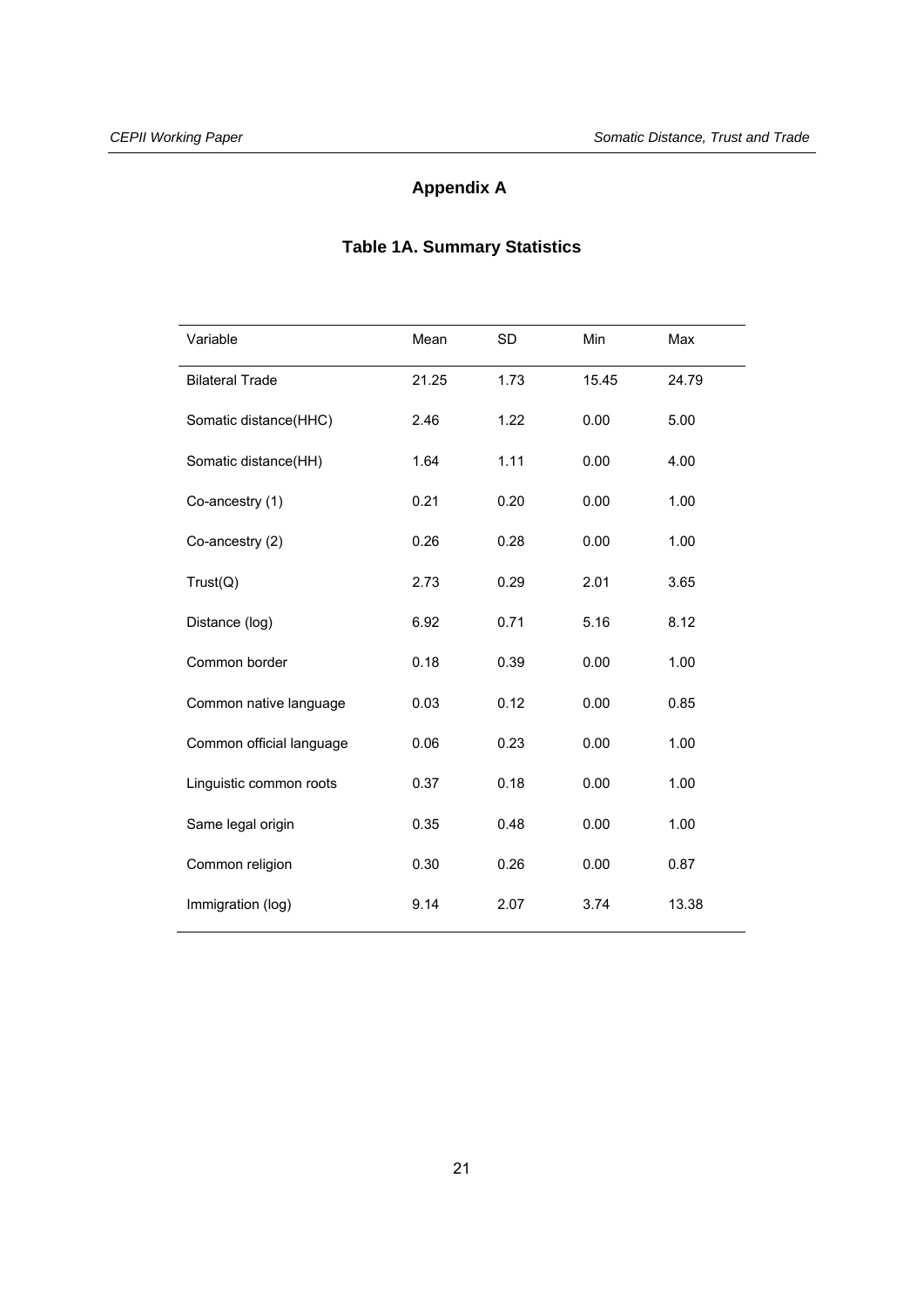# Appendix A

## Table 1A. Summary Statistics

| Variable | Mean | SD | Min | Max |
|---|---|---|---|---|
| Bilateral Trade | 21.25 | 1.73 | 15.45 | 24.79 |
| Somatic distance(HHC) | 2.46 | 1.22 | 0.00 | 5.00 |
| Somatic distance(HH) | 1.64 | 1.11 | 0.00 | 4.00 |
| Co-ancestry (1) | 0.21 | 0.20 | 0.00 | 1.00 |
| Co-ancestry (2) | 0.26 | 0.28 | 0.00 | 1.00 |
| Trust(Q) | 2.73 | 0.29 | 2.01 | 3.65 |
| Distance (log) | 6.92 | 0.71 | 5.16 | 8.12 |
| Common border | 0.18 | 0.39 | 0.00 | 1.00 |
| Common native language | 0.03 | 0.12 | 0.00 | 0.85 |
| Common official language | 0.06 | 0.23 | 0.00 | 1.00 |
| Linguistic common roots | 0.37 | 0.18 | 0.00 | 1.00 |
| Same legal origin | 0.35 | 0.48 | 0.00 | 1.00 |
| Common religion | 0.30 | 0.26 | 0.00 | 0.87 |
| Immigration (log) | 9.14 | 2.07 | 3.74 | 13.38 |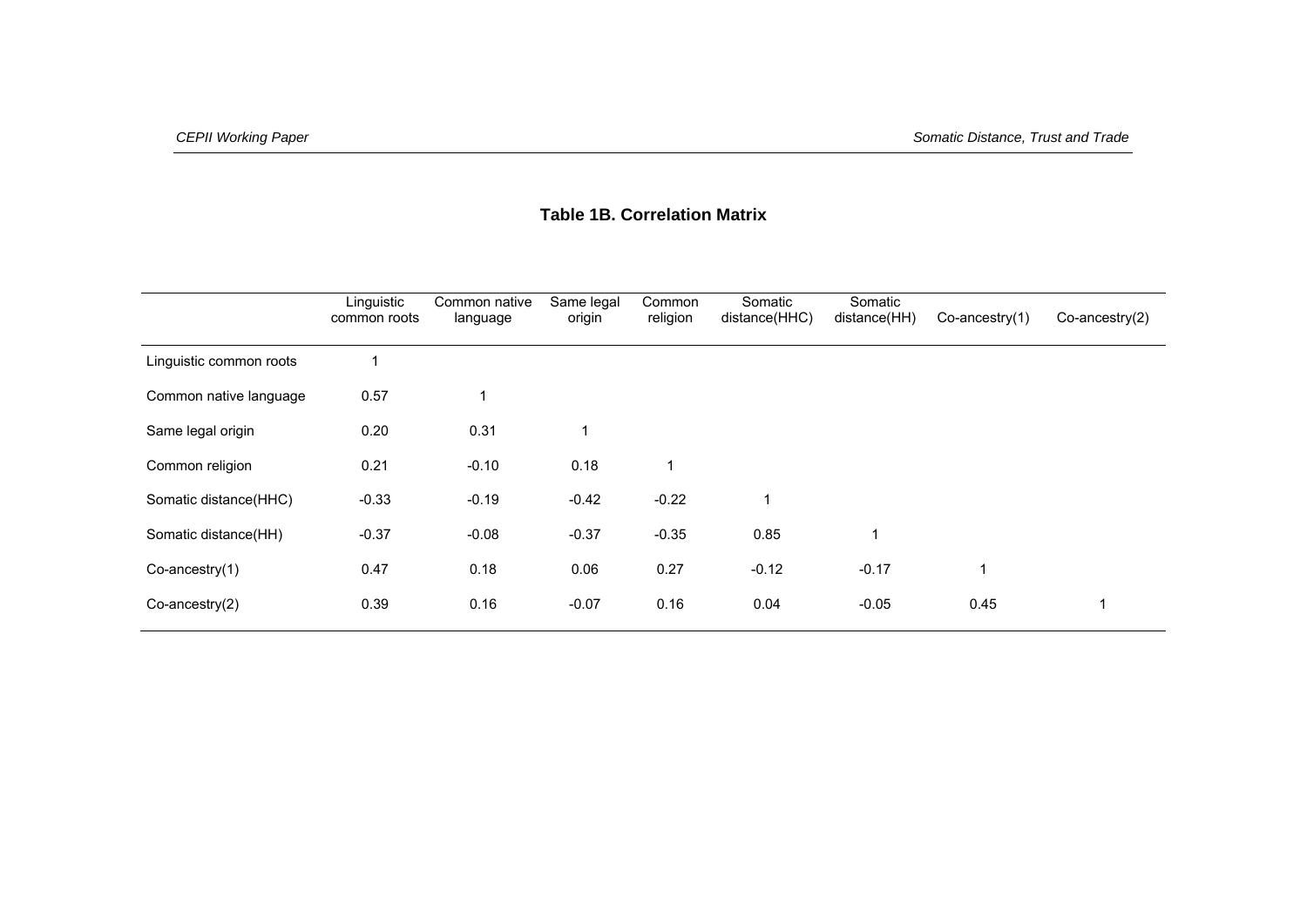## Table 1B. Correlation Matrix

| | Linguistic common roots | Common native language | Same legal origin | Common religion | Somatic distance(HHC) | Somatic distance(HH) | Co-ancestry(1) | Co-ancestry(2) |
|---|---|---|---|---|---|---|---|---|
| Linguistic common roots | 1 | | | | | | | |
| Common native language | 0.57 | 1 | | | | | | |
| Same legal origin | 0.20 | 0.31 | 1 | | | | | |
| Common religion | 0.21 | -0.10 | 0.18 | 1 | | | | |
| Somatic distance(HHC) | -0.33 | -0.19 | -0.42 | -0.22 | 1 | | | |
| Somatic distance(HH) | -0.37 | -0.08 | -0.37 | -0.35 | 0.85 | 1 | | |
| Co-ancestry(1) | 0.47 | 0.18 | 0.06 | 0.27 | -0.12 | -0.17 | 1 | |
| Co-ancestry(2) | 0.39 | 0.16 | -0.07 | 0.16 | 0.04 | -0.05 | 0.45 | 1 |